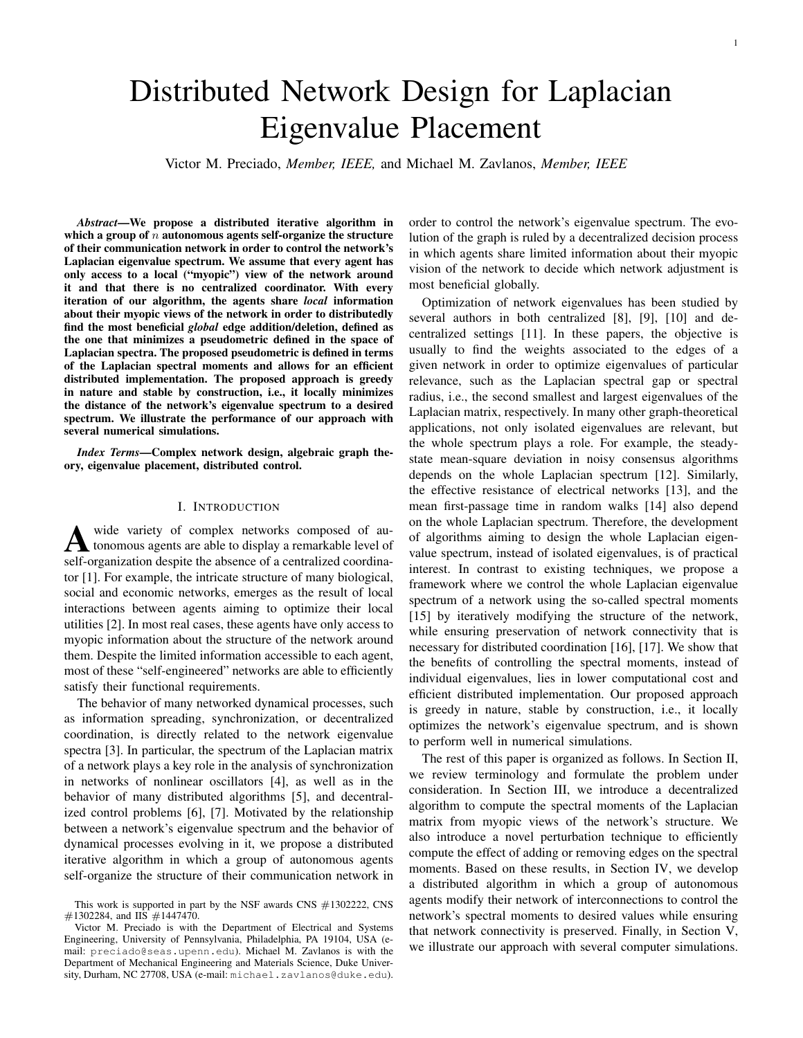# Distributed Network Design for Laplacian Eigenvalue Placement

Victor M. Preciado, *Member, IEEE,* and Michael M. Zavlanos, *Member, IEEE*

***Abstract*—We propose a distributed iterative algorithm in which a group of $n$ autonomous agents self-organize the structure of their communication network in order to control the network's Laplacian eigenvalue spectrum. We assume that every agent has only access to a local ("myopic") view of the network around it and that there is no centralized coordinator. With every iteration of our algorithm, the agents share *local* information about their myopic views of the network in order to distributedly find the most beneficial *global* edge addition/deletion, defined as the one that minimizes a pseudometric defined in the space of Laplacian spectra. The proposed pseudometric is defined in terms of the Laplacian spectral moments and allows for an efficient distributed implementation. The proposed approach is greedy in nature and stable by construction, i.e., it locally minimizes the distance of the network's eigenvalue spectrum to a desired spectrum. We illustrate the performance of our approach with several numerical simulations.**

***Index Terms*—Complex network design, algebraic graph theory, eigenvalue placement, distributed control.**

## I. Introduction

A wide variety of complex networks composed of autonomous agents are able to display a remarkable level of self-organization despite the absence of a centralized coordinator [1]. For example, the intricate structure of many biological, social and economic networks, emerges as the result of local interactions between agents aiming to optimize their local utilities [2]. In most real cases, these agents have only access to myopic information about the structure of the network around them. Despite the limited information accessible to each agent, most of these "self-engineered" networks are able to efficiently satisfy their functional requirements.

The behavior of many networked dynamical processes, such as information spreading, synchronization, or decentralized coordination, is directly related to the network eigenvalue spectra [3]. In particular, the spectrum of the Laplacian matrix of a network plays a key role in the analysis of synchronization in networks of nonlinear oscillators [4], as well as in the behavior of many distributed algorithms [5], and decentralized control problems [6], [7]. Motivated by the relationship between a network's eigenvalue spectrum and the behavior of dynamical processes evolving in it, we propose a distributed iterative algorithm in which a group of autonomous agents self-organize the structure of their communication network in order to control the network's eigenvalue spectrum. The evolution of the graph is ruled by a decentralized decision process in which agents share limited information about their myopic vision of the network to decide which network adjustment is most beneficial globally.

Optimization of network eigenvalues has been studied by several authors in both centralized [8], [9], [10] and decentralized settings [11]. In these papers, the objective is usually to find the weights associated to the edges of a given network in order to optimize eigenvalues of particular relevance, such as the Laplacian spectral gap or spectral radius, i.e., the second smallest and largest eigenvalues of the Laplacian matrix, respectively. In many other graph-theoretical applications, not only isolated eigenvalues are relevant, but the whole spectrum plays a role. For example, the steady-state mean-square deviation in noisy consensus algorithms depends on the whole Laplacian spectrum [12]. Similarly, the effective resistance of electrical networks [13], and the mean first-passage time in random walks [14] also depend on the whole Laplacian spectrum. Therefore, the development of algorithms aiming to design the whole Laplacian eigenvalue spectrum, instead of isolated eigenvalues, is of practical interest. In contrast to existing techniques, we propose a framework where we control the whole Laplacian eigenvalue spectrum of a network using the so-called spectral moments [15] by iteratively modifying the structure of the network, while ensuring preservation of network connectivity that is necessary for distributed coordination [16], [17]. We show that the benefits of controlling the spectral moments, instead of individual eigenvalues, lies in lower computational cost and efficient distributed implementation. Our proposed approach is greedy in nature, stable by construction, i.e., it locally optimizes the network's eigenvalue spectrum, and is shown to perform well in numerical simulations.

The rest of this paper is organized as follows. In Section II, we review terminology and formulate the problem under consideration. In Section III, we introduce a decentralized algorithm to compute the spectral moments of the Laplacian matrix from myopic views of the network's structure. We also introduce a novel perturbation technique to efficiently compute the effect of adding or removing edges on the spectral moments. Based on these results, in Section IV, we develop a distributed algorithm in which a group of autonomous agents modify their network of interconnections to control the network's spectral moments to desired values while ensuring that network connectivity is preserved. Finally, in Section V, we illustrate our approach with several computer simulations.

This work is supported in part by the NSF awards CNS #1302222, CNS #1302284, and IIS #1447470.

Victor M. Preciado is with the Department of Electrical and Systems Engineering, University of Pennsylvania, Philadelphia, PA 19104, USA (e-mail: preciado@seas.upenn.edu). Michael M. Zavlanos is with the Department of Mechanical Engineering and Materials Science, Duke University, Durham, NC 27708, USA (e-mail: michael.zavlanos@duke.edu).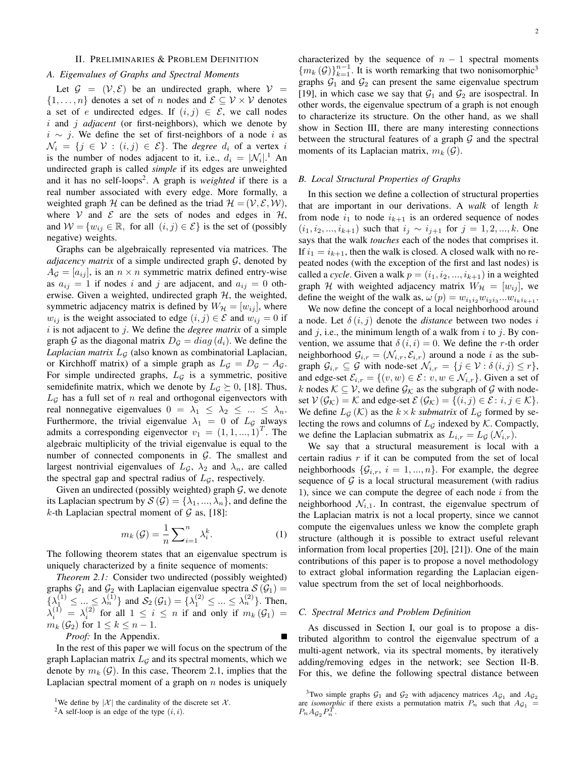## II. Preliminaries & Problem Definition

### A. Eigenvalues of Graphs and Spectral Moments

Let $\mathcal{G} = (\mathcal{V}, \mathcal{E})$ be an undirected graph, where $\mathcal{V} = \{1, \ldots, n\}$ denotes a set of $n$ nodes and $\mathcal{E} \subseteq \mathcal{V} \times \mathcal{V}$ denotes a set of $e$ undirected edges. If $(i, j) \in \mathcal{E}$, we call nodes $i$ and $j$ *adjacent* (or first-neighbors), which we denote by $i \sim j$. We define the set of first-neighbors of a node $i$ as $\mathcal{N}_i = \{j \in \mathcal{V} : (i, j) \in \mathcal{E}\}$. The *degree* $d_i$ of a vertex $i$ is the number of nodes adjacent to it, i.e., $d_i = |\mathcal{N}_i|$.[1] An undirected graph is called *simple* if its edges are unweighted and it has no self-loops[2]. A graph is *weighted* if there is a real number associated with every edge. More formally, a weighted graph $\mathcal{H}$ can be defined as the triad $\mathcal{H} = (\mathcal{V}, \mathcal{E}, \mathcal{W})$, where $\mathcal{V}$ and $\mathcal{E}$ are the sets of nodes and edges in $\mathcal{H}$, and $\mathcal{W} = \{w_{ij} \in \mathbb{R}, \text{ for all } (i, j) \in \mathcal{E}\}$ is the set of (possibly negative) weights.

Graphs can be algebraically represented via matrices. The *adjacency matrix* of a simple undirected graph $\mathcal{G}$, denoted by $A_{\mathcal{G}} = [a_{ij}]$, is an $n \times n$ symmetric matrix defined entry-wise as $a_{ij} = 1$ if nodes $i$ and $j$ are adjacent, and $a_{ij} = 0$ otherwise. Given a weighted, undirected graph $\mathcal{H}$, the weighted, symmetric adjacency matrix is defined by $W_{\mathcal{H}} = [w_{ij}]$, where $w_{ij}$ is the weight associated to edge $(i, j) \in \mathcal{E}$ and $w_{ij} = 0$ if $i$ is not adjacent to $j$. We define the *degree matrix* of a simple graph $\mathcal{G}$ as the diagonal matrix $D_{\mathcal{G}} = diag(d_i)$. We define the *Laplacian matrix* $L_{\mathcal{G}}$ (also known as combinatorial Laplacian, or Kirchhoff matrix) of a simple graph as $L_{\mathcal{G}} = D_{\mathcal{G}} - A_{\mathcal{G}}$. For simple undirected graphs, $L_{\mathcal{G}}$ is a symmetric, positive semidefinite matrix, which we denote by $L_{\mathcal{G}} \succeq 0$, [18]. Thus, $L_{\mathcal{G}}$ has a full set of $n$ real and orthogonal eigenvectors with real nonnegative eigenvalues $0 = \lambda_1 \leq \lambda_2 \leq \ldots \leq \lambda_n$. Furthermore, the trivial eigenvalue $\lambda_1 = 0$ of $L_{\mathcal{G}}$ always admits a corresponding eigenvector $v_1 = (1, 1, \ldots, 1)^T$. The algebraic multiplicity of the trivial eigenvalue is equal to the number of connected components in $\mathcal{G}$. The smallest and largest nontrivial eigenvalues of $L_{\mathcal{G}}$, $\lambda_2$ and $\lambda_n$, are called the spectral gap and spectral radius of $L_{\mathcal{G}}$, respectively.

Given an undirected (possibly weighted) graph $\mathcal{G}$, we denote its Laplacian spectrum by $\mathcal{S}(\mathcal{G}) = \{\lambda_1, \ldots, \lambda_n\}$, and define the $k$-th Laplacian spectral moment of $\mathcal{G}$ as, [18]:

$$m_k(\mathcal{G}) = \frac{1}{n} \sum_{i=1}^{n} \lambda_i^k. \tag{1}$$

The following theorem states that an eigenvalue spectrum is uniquely characterized by a finite sequence of moments:

*Theorem 2.1:* Consider two undirected (possibly weighted) graphs $\mathcal{G}_1$ and $\mathcal{G}_2$ with Laplacian eigenvalue spectra $\mathcal{S}(\mathcal{G}_1) = \{\lambda_1^{(1)} \leq \ldots \leq \lambda_n^{(1)}\}$ and $\mathcal{S}_2(\mathcal{G}_1) = \{\lambda_1^{(2)} \leq \ldots \leq \lambda_n^{(2)}\}$. Then, $\lambda_i^{(1)} = \lambda_i^{(2)}$ for all $1 \leq i \leq n$ if and only if $m_k(\mathcal{G}_1) = m_k(\mathcal{G}_2)$ for $1 \leq k \leq n - 1$.

*Proof:* In the Appendix. ∎

In the rest of this paper we will focus on the spectrum of the graph Laplacian matrix $L_{\mathcal{G}}$ and its spectral moments, which we denote by $m_k(\mathcal{G})$. In this case, Theorem 2.1, implies that the Laplacian spectral moment of a graph on $n$ nodes is uniquely characterized by the sequence of $n-1$ spectral moments $\{m_k(\mathcal{G})\}_{k=1}^{n-1}$. It is worth remarking that two nonisomorphic[3] graphs $\mathcal{G}_1$ and $\mathcal{G}_2$ can present the same eigenvalue spectrum [19], in which case we say that $\mathcal{G}_1$ and $\mathcal{G}_2$ are isospectral. In other words, the eigenvalue spectrum of a graph is not enough to characterize its structure. On the other hand, as we shall show in Section III, there are many interesting connections between the structural features of a graph $\mathcal{G}$ and the spectral moments of its Laplacian matrix, $m_k(\mathcal{G})$.

### B. Local Structural Properties of Graphs

In this section we define a collection of structural properties that are important in our derivations. A *walk* of length $k$ from node $i_1$ to node $i_{k+1}$ is an ordered sequence of nodes $(i_1, i_2, \ldots, i_{k+1})$ such that $i_j \sim i_{j+1}$ for $j = 1, 2, \ldots, k$. One says that the walk *touches* each of the nodes that comprises it. If $i_1 = i_{k+1}$, then the walk is closed. A closed walk with no repeated nodes (with the exception of the first and last nodes) is called a *cycle*. Given a walk $p = (i_1, i_2, \ldots, i_{k+1})$ in a weighted graph $\mathcal{H}$ with weighted adjacency matrix $W_{\mathcal{H}} = [w_{ij}]$, we define the weight of the walk as, $\omega(p) = w_{i_1 i_2} w_{i_2 i_3} \ldots w_{i_k i_{k+1}}$.

We now define the concept of a local neighborhood around a node. Let $\delta(i, j)$ denote the *distance* between two nodes $i$ and $j$, i.e., the minimum length of a walk from $i$ to $j$. By convention, we assume that $\delta(i, i) = 0$. We define the $r$-th order neighborhood $\mathcal{G}_{i,r} = (\mathcal{N}_{i,r}, \mathcal{E}_{i,r})$ around a node $i$ as the subgraph $\mathcal{G}_{i,r} \subseteq \mathcal{G}$ with node-set $\mathcal{N}_{i,r} = \{j \in \mathcal{V} : \delta(i, j) \leq r\}$, and edge-set $\mathcal{E}_{i,r} = \{(v, w) \in \mathcal{E} : v, w \in \mathcal{N}_{i,r}\}$. Given a set of $k$ nodes $\mathcal{K} \subseteq \mathcal{V}$, we define $\mathcal{G}_{\mathcal{K}}$ as the subgraph of $\mathcal{G}$ with node-set $\mathcal{V}(\mathcal{G}_{\mathcal{K}}) = \mathcal{K}$ and edge-set $\mathcal{E}(\mathcal{G}_{\mathcal{K}}) = \{(i, j) \in \mathcal{E} : i, j \in \mathcal{K}\}$. We define $L_{\mathcal{G}}(\mathcal{K})$ as the $k \times k$ *submatrix* of $L_{\mathcal{G}}$ formed by selecting the rows and columns of $L_{\mathcal{G}}$ indexed by $\mathcal{K}$. Compactly, we define the Laplacian submatrix as $L_{i,r} = L_{\mathcal{G}}(\mathcal{N}_{i,r})$.

We say that a structural measurement is local with a certain radius $r$ if it can be computed from the set of local neighborhoods $\{\mathcal{G}_{i,r}, i = 1, \ldots, n\}$. For example, the degree sequence of $\mathcal{G}$ is a local structural measurement (with radius 1), since we can compute the degree of each node $i$ from the neighborhood $\mathcal{N}_{i,1}$. In contrast, the eigenvalue spectrum of the Laplacian matrix is not a local property, since we cannot compute the eigenvalues unless we know the complete graph structure (although it is possible to extract useful relevant information from local properties [20], [21]). One of the main contributions of this paper is to propose a novel methodology to extract global information regarding the Laplacian eigenvalue spectrum from the set of local neighborhoods.

### C. Spectral Metrics and Problem Definition

As discussed in Section I, our goal is to propose a distributed algorithm to control the eigenvalue spectrum of a multi-agent network, via its spectral moments, by iteratively adding/removing edges in the network; see Section II-B. For this, we define the following spectral distance between

[1] We define by $|\mathcal{X}|$ the cardinality of the discrete set $\mathcal{X}$.

[2] A self-loop is an edge of the type $(i, i)$.

[3] Two simple graphs $\mathcal{G}_1$ and $\mathcal{G}_2$ with adjacency matrices $A_{\mathcal{G}_1}$ and $A_{\mathcal{G}_2}$ are *isomorphic* if there exists a permutation matrix $P_n$ such that $A_{\mathcal{G}_1} = P_n A_{\mathcal{G}_2} P_n^T$.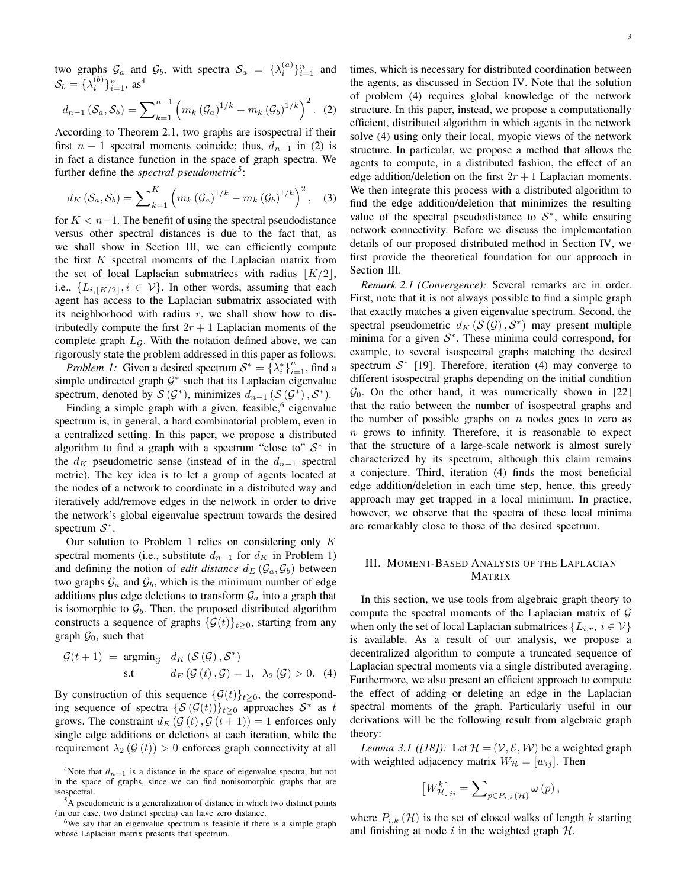two graphs $\mathcal{G}_a$ and $\mathcal{G}_b$, with spectra $\mathcal{S}_a = \{\lambda_i^{(a)}\}_{i=1}^n$ and $\mathcal{S}_b = \{\lambda_i^{(b)}\}_{i=1}^n$, as[4]

$$d_{n-1}(\mathcal{S}_a, \mathcal{S}_b) = \sum_{k=1}^{n-1} \left( m_k(\mathcal{G}_a)^{1/k} - m_k(\mathcal{G}_b)^{1/k} \right)^2. \quad (2)$$

According to Theorem 2.1, two graphs are isospectral if their first $n-1$ spectral moments coincide; thus, $d_{n-1}$ in (2) is in fact a distance function in the space of graph spectra. We further define the *spectral pseudometric*[5]:

$$d_K(\mathcal{S}_a, \mathcal{S}_b) = \sum_{k=1}^{K} \left( m_k(\mathcal{G}_a)^{1/k} - m_k(\mathcal{G}_b)^{1/k} \right)^2, \quad (3)$$

for $K < n-1$. The benefit of using the spectral pseudodistance versus other spectral distances is due to the fact that, as we shall show in Section III, we can efficiently compute the first $K$ spectral moments of the Laplacian matrix from the set of local Laplacian submatrices with radius $\lfloor K/2 \rfloor$, i.e., $\{L_{i,\lfloor K/2 \rfloor}, i \in \mathcal{V}\}$. In other words, assuming that each agent has access to the Laplacian submatrix associated with its neighborhood with radius $r$, we shall show how to distributedly compute the first $2r+1$ Laplacian moments of the complete graph $L_{\mathcal{G}}$. With the notation defined above, we can rigorously state the problem addressed in this paper as follows:

*Problem 1:* Given a desired spectrum $\mathcal{S}^* = \{\lambda_i^*\}_{i=1}^n$, find a simple undirected graph $\mathcal{G}^*$ such that its Laplacian eigenvalue spectrum, denoted by $\mathcal{S}(\mathcal{G}^*)$, minimizes $d_{n-1}(\mathcal{S}(\mathcal{G}^*), \mathcal{S}^*)$.

Finding a simple graph with a given, feasible,[6] eigenvalue spectrum is, in general, a hard combinatorial problem, even in a centralized setting. In this paper, we propose a distributed algorithm to find a graph with a spectrum "close to" $\mathcal{S}^*$ in the $d_K$ pseudometric sense (instead of in the $d_{n-1}$ spectral metric). The key idea is to let a group of agents located at the nodes of a network to coordinate in a distributed way and iteratively add/remove edges in the network in order to drive the network's global eigenvalue spectrum towards the desired spectrum $\mathcal{S}^*$.

Our solution to Problem 1 relies on considering only $K$ spectral moments (i.e., substitute $d_{n-1}$ for $d_K$ in Problem 1) and defining the notion of *edit distance* $d_E(\mathcal{G}_a, \mathcal{G}_b)$ between two graphs $\mathcal{G}_a$ and $\mathcal{G}_b$, which is the minimum number of edge additions plus edge deletions to transform $\mathcal{G}_a$ into a graph that is isomorphic to $\mathcal{G}_b$. Then, the proposed distributed algorithm constructs a sequence of graphs $\{\mathcal{G}(t)\}_{t \geq 0}$, starting from any graph $\mathcal{G}_0$, such that

$$\begin{aligned} \mathcal{G}(t+1) \;=\; & \operatorname{argmin}_{\mathcal{G}} \;\; d_K(\mathcal{S}(\mathcal{G}), \mathcal{S}^*) \\ & \text{s.t} \quad d_E(\mathcal{G}(t), \mathcal{G}) = 1, \;\; \lambda_2(\mathcal{G}) > 0. \end{aligned} \quad (4)$$

By construction of this sequence $\{\mathcal{G}(t)\}_{t \geq 0}$, the corresponding sequence of spectra $\{\mathcal{S}(\mathcal{G}(t))\}_{t \geq 0}$ approaches $\mathcal{S}^*$ as $t$ grows. The constraint $d_E(\mathcal{G}(t), \mathcal{G}(t+1)) = 1$ enforces only single edge additions or deletions at each iteration, while the requirement $\lambda_2(\mathcal{G}(t)) > 0$ enforces graph connectivity at all times, which is necessary for distributed coordination between the agents, as discussed in Section IV. Note that the solution of problem (4) requires global knowledge of the network structure. In this paper, instead, we propose a computationally efficient, distributed algorithm in which agents in the network solve (4) using only their local, myopic views of the network structure. In particular, we propose a method that allows the agents to compute, in a distributed fashion, the effect of an edge addition/deletion on the first $2r+1$ Laplacian moments. We then integrate this process with a distributed algorithm to find the edge addition/deletion that minimizes the resulting value of the spectral pseudodistance to $\mathcal{S}^*$, while ensuring network connectivity. Before we discuss the implementation details of our proposed distributed method in Section IV, we first provide the theoretical foundation for our approach in Section III.

*Remark 2.1 (Convergence):* Several remarks are in order. First, note that it is not always possible to find a simple graph that exactly matches a given eigenvalue spectrum. Second, the spectral pseudometric $d_K(\mathcal{S}(\mathcal{G}), \mathcal{S}^*)$ may present multiple minima for a given $\mathcal{S}^*$. These minima could correspond, for example, to several isospectral graphs matching the desired spectrum $\mathcal{S}^*$ [19]. Therefore, iteration (4) may converge to different isospectral graphs depending on the initial condition $\mathcal{G}_0$. On the other hand, it was numerically shown in [22] that the ratio between the number of isospectral graphs and the number of possible graphs on $n$ nodes goes to zero as $n$ grows to infinity. Therefore, it is reasonable to expect that the structure of a large-scale network is almost surely characterized by its spectrum, although this claim remains a conjecture. Third, iteration (4) finds the most beneficial edge addition/deletion in each time step, hence, this greedy approach may get trapped in a local minimum. In practice, however, we observe that the spectra of these local minima are remarkably close to those of the desired spectrum.

## III. Moment-Based Analysis of the Laplacian Matrix

In this section, we use tools from algebraic graph theory to compute the spectral moments of the Laplacian matrix of $\mathcal{G}$ when only the set of local Laplacian submatrices $\{L_{i,r}, i \in \mathcal{V}\}$ is available. As a result of our analysis, we propose a decentralized algorithm to compute a truncated sequence of Laplacian spectral moments via a single distributed averaging. Furthermore, we also present an efficient approach to compute the effect of adding or deleting an edge in the Laplacian spectral moments of the graph. Particularly useful in our derivations will be the following result from algebraic graph theory:

*Lemma 3.1 ([18]):* Let $\mathcal{H} = (\mathcal{V}, \mathcal{E}, \mathcal{W})$ be a weighted graph with weighted adjacency matrix $W_{\mathcal{H}} = [w_{ij}]$. Then

$$\left[ W_{\mathcal{H}}^k \right]_{ii} = \sum_{p \in P_{i,k}(\mathcal{H})} \omega(p),$$

where $P_{i,k}(\mathcal{H})$ is the set of closed walks of length $k$ starting and finishing at node $i$ in the weighted graph $\mathcal{H}$.

---

[4] Note that $d_{n-1}$ is a distance in the space of eigenvalue spectra, but not in the space of graphs, since we can find nonisomorphic graphs that are isospectral.

[5] A pseudometric is a generalization of distance in which two distinct points (in our case, two distinct spectra) can have zero distance.

[6] We say that an eigenvalue spectrum is feasible if there is a simple graph whose Laplacian matrix presents that spectrum.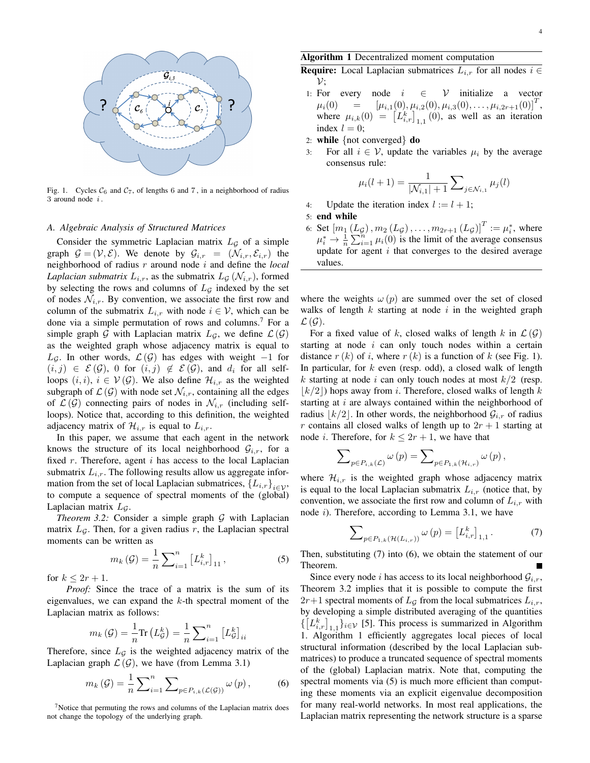Fig. 1. Cycles $\mathcal{C}_6$ and $\mathcal{C}_7$, of lengths 6 and 7, in a neighborhood of radius 3 around node $i$.

### A. Algebraic Analysis of Structured Matrices

Consider the symmetric Laplacian matrix $L_{\mathcal{G}}$ of a simple graph $\mathcal{G} = (\mathcal{V}, \mathcal{E})$. We denote by $\mathcal{G}_{i,r} = (\mathcal{N}_{i,r}, \mathcal{E}_{i,r})$ the neighborhood of radius $r$ around node $i$ and define the *local Laplacian submatrix* $L_{i,r}$, as the submatrix $L_{\mathcal{G}}(\mathcal{N}_{i,r})$, formed by selecting the rows and columns of $L_{\mathcal{G}}$ indexed by the set of nodes $\mathcal{N}_{i,r}$. By convention, we associate the first row and column of the submatrix $L_{i,r}$ with node $i \in \mathcal{V}$, which can be done via a simple permutation of rows and columns.[7] For a simple graph $\mathcal{G}$ with Laplacian matrix $L_{\mathcal{G}}$, we define $\mathcal{L}(\mathcal{G})$ as the weighted graph whose adjacency matrix is equal to $L_{\mathcal{G}}$. In other words, $\mathcal{L}(\mathcal{G})$ has edges with weight $-1$ for $(i,j) \in \mathcal{E}(\mathcal{G})$, $0$ for $(i,j) \notin \mathcal{E}(\mathcal{G})$, and $d_i$ for all self-loops $(i,i)$, $i \in \mathcal{V}(\mathcal{G})$. We also define $\mathcal{H}_{i,r}$ as the weighted subgraph of $\mathcal{L}(\mathcal{G})$ with node set $\mathcal{N}_{i,r}$, containing all the edges of $\mathcal{L}(\mathcal{G})$ connecting pairs of nodes in $\mathcal{N}_{i,r}$ (including self-loops). Notice that, according to this definition, the weighted adjacency matrix of $\mathcal{H}_{i,r}$ is equal to $L_{i,r}$.

In this paper, we assume that each agent in the network knows the structure of its local neighborhood $\mathcal{G}_{i,r}$, for a fixed $r$. Therefore, agent $i$ has access to the local Laplacian submatrix $L_{i,r}$. The following results allow us aggregate information from the set of local Laplacian submatrices, $\{L_{i,r}\}_{i \in \mathcal{V}}$, to compute a sequence of spectral moments of the (global) Laplacian matrix $L_{\mathcal{G}}$.

*Theorem 3.2:* Consider a simple graph $\mathcal{G}$ with Laplacian matrix $L_{\mathcal{G}}$. Then, for a given radius $r$, the Laplacian spectral moments can be written as

$$m_k(\mathcal{G}) = \frac{1}{n} \sum_{i=1}^{n} \left[L_{i,r}^k\right]_{11}, \tag{5}$$

for $k \leq 2r+1$.

*Proof:* Since the trace of a matrix is the sum of its eigenvalues, we can expand the $k$-th spectral moment of the Laplacian matrix as follows:

$$m_k(\mathcal{G}) = \frac{1}{n} \mathrm{Tr}\left(L_{\mathcal{G}}^k\right) = \frac{1}{n} \sum_{i=1}^{n} \left[L_{\mathcal{G}}^k\right]_{ii}$$

Therefore, since $L_{\mathcal{G}}$ is the weighted adjacency matrix of the Laplacian graph $\mathcal{L}(\mathcal{G})$, we have (from Lemma 3.1)

$$m_k(\mathcal{G}) = \frac{1}{n} \sum_{i=1}^{n} \sum_{p \in P_{i,k}(\mathcal{L}(\mathcal{G}))} \omega(p), \tag{6}$$

where the weights $\omega(p)$ are summed over the set of closed walks of length $k$ starting at node $i$ in the weighted graph $\mathcal{L}(\mathcal{G})$.

For a fixed value of $k$, closed walks of length $k$ in $\mathcal{L}(\mathcal{G})$ starting at node $i$ can only touch nodes within a certain distance $r(k)$ of $i$, where $r(k)$ is a function of $k$ (see Fig. 1). In particular, for $k$ even (resp. odd), a closed walk of length $k$ starting at node $i$ can only touch nodes at most $k/2$ (resp. $\lfloor k/2 \rfloor$) hops away from $i$. Therefore, closed walks of length $k$ starting at $i$ are always contained within the neighborhood of radius $\lfloor k/2 \rfloor$. In other words, the neighborhood $\mathcal{G}_{i,r}$ of radius $r$ contains all closed walks of length up to $2r+1$ starting at node $i$. Therefore, for $k \leq 2r+1$, we have that

$$\sum_{p \in P_{i,k}(\mathcal{L})} \omega(p) = \sum_{p \in P_{1,k}(\mathcal{H}_{i,r})} \omega(p),$$

where $\mathcal{H}_{i,r}$ is the weighted graph whose adjacency matrix is equal to the local Laplacian submatrix $L_{i,r}$ (notice that, by convention, we associate the first row and column of $L_{i,r}$ with node $i$). Therefore, according to Lemma 3.1, we have

$$\sum_{p \in P_{1,k}(\mathcal{H}(L_{i,r}))} \omega(p) = \left[L_{i,r}^k\right]_{1,1}. \tag{7}$$

Then, substituting (7) into (6), we obtain the statement of our Theorem. ■

Since every node $i$ has access to its local neighborhood $\mathcal{G}_{i,r}$, Theorem 3.2 implies that it is possible to compute the first $2r+1$ spectral moments of $L_{\mathcal{G}}$ from the local submatrices $L_{i,r}$, by developing a simple distributed averaging of the quantities $\{[L_{i,r}^k]_{1,1}\}_{i \in \mathcal{V}}$ [5]. This process is summarized in Algorithm 1. Algorithm 1 efficiently aggregates local pieces of local structural information (described by the local Laplacian submatrices) to produce a truncated sequence of spectral moments of the (global) Laplacian matrix. Note that, computing the spectral moments via (5) is much more efficient than computing these moments via an explicit eigenvalue decomposition for many real-world networks. In most real applications, the Laplacian matrix representing the network structure is a sparse

---

**Algorithm 1** Decentralized moment computation

**Require:** Local Laplacian submatrices $L_{i,r}$ for all nodes $i \in \mathcal{V}$;

1: For every node $i \in \mathcal{V}$ initialize a vector $\mu_i(0) = [\mu_{i,1}(0), \mu_{i,2}(0), \mu_{i,3}(0), \ldots, \mu_{i,2r+1}(0)]^T$, where $\mu_{i,k}(0) = \left[L_{i,r}^k\right]_{1,1}(0)$, as well as an iteration index $l = 0$;

2: **while** {not converged} **do**

3: For all $i \in \mathcal{V}$, update the variables $\mu_i$ by the average consensus rule:
$$\mu_i(l+1) = \frac{1}{|\mathcal{N}_{i,1}| + 1} \sum_{j \in \mathcal{N}_{i,1}} \mu_j(l)$$

4: Update the iteration index $l := l + 1$;

5: **end while**

6: Set $[m_1(L_{\mathcal{G}}), m_2(L_{\mathcal{G}}), \ldots, m_{2r+1}(L_{\mathcal{G}})]^T := \mu_i^*$, where $\mu_i^* \to \frac{1}{n}\sum_{i=1}^{n} \mu_i(0)$ is the limit of the average consensus update for agent $i$ that converges to the desired average values.

---

[7] Notice that permuting the rows and columns of the Laplacian matrix does not change the topology of the underlying graph.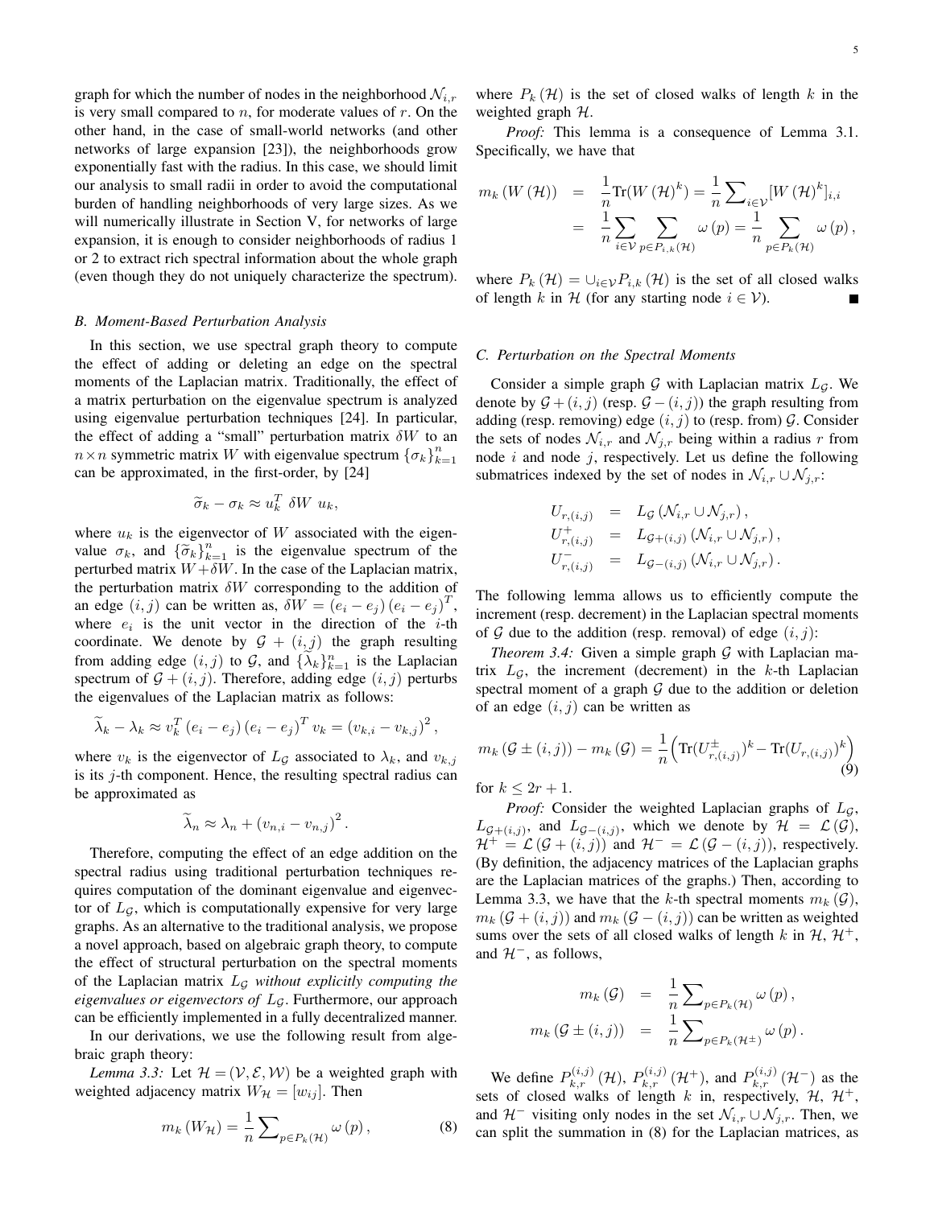graph for which the number of nodes in the neighborhood $\mathcal{N}_{i,r}$ is very small compared to $n$, for moderate values of $r$. On the other hand, in the case of small-world networks (and other networks of large expansion [23]), the neighborhoods grow exponentially fast with the radius. In this case, we should limit our analysis to small radii in order to avoid the computational burden of handling neighborhoods of very large sizes. As we will numerically illustrate in Section V, for networks of large expansion, it is enough to consider neighborhoods of radius 1 or 2 to extract rich spectral information about the whole graph (even though they do not uniquely characterize the spectrum).

### B. Moment-Based Perturbation Analysis

In this section, we use spectral graph theory to compute the effect of adding or deleting an edge on the spectral moments of the Laplacian matrix. Traditionally, the effect of a matrix perturbation on the eigenvalue spectrum is analyzed using eigenvalue perturbation techniques [24]. In particular, the effect of adding a "small" perturbation matrix $\delta W$ to an $n \times n$ symmetric matrix $W$ with eigenvalue spectrum $\{\sigma_k\}_{k=1}^n$ can be approximated, in the first-order, by [24]

$$\widetilde{\sigma}_k - \sigma_k \approx u_k^T \; \delta W \; u_k,$$

where $u_k$ is the eigenvector of $W$ associated with the eigenvalue $\sigma_k$, and $\{\widetilde{\sigma}_k\}_{k=1}^n$ is the eigenvalue spectrum of the perturbed matrix $W+\delta W$. In the case of the Laplacian matrix, the perturbation matrix $\delta W$ corresponding to the addition of an edge $(i,j)$ can be written as, $\delta W = (e_i - e_j)(e_i - e_j)^T$, where $e_i$ is the unit vector in the direction of the $i$-th coordinate. We denote by $\mathcal{G}+(i,j)$ the graph resulting from adding edge $(i,j)$ to $\mathcal{G}$, and $\{\widetilde{\lambda}_k\}_{k=1}^n$ is the Laplacian spectrum of $\mathcal{G}+(i,j)$. Therefore, adding edge $(i,j)$ perturbs the eigenvalues of the Laplacian matrix as follows:

$$\widetilde{\lambda}_k - \lambda_k \approx v_k^T (e_i - e_j)(e_i - e_j)^T v_k = (v_{k,i} - v_{k,j})^2,$$

where $v_k$ is the eigenvector of $L_\mathcal{G}$ associated to $\lambda_k$, and $v_{k,j}$ is its $j$-th component. Hence, the resulting spectral radius can be approximated as

$$\widetilde{\lambda}_n \approx \lambda_n + (v_{n,i} - v_{n,j})^2.$$

Therefore, computing the effect of an edge addition on the spectral radius using traditional perturbation techniques requires computation of the dominant eigenvalue and eigenvector of $L_\mathcal{G}$, which is computationally expensive for very large graphs. As an alternative to the traditional analysis, we propose a novel approach, based on algebraic graph theory, to compute the effect of structural perturbation on the spectral moments of the Laplacian matrix $L_\mathcal{G}$ *without explicitly computing the eigenvalues or eigenvectors of* $L_\mathcal{G}$. Furthermore, our approach can be efficiently implemented in a fully decentralized manner.

In our derivations, we use the following result from algebraic graph theory:

*Lemma 3.3:* Let $\mathcal{H} = (\mathcal{V}, \mathcal{E}, \mathcal{W})$ be a weighted graph with weighted adjacency matrix $W_\mathcal{H} = [w_{ij}]$. Then

$$m_k(W_\mathcal{H}) = \frac{1}{n} \sum\nolimits_{p \in P_k(\mathcal{H})} \omega(p), \tag{8}$$

where $P_k(\mathcal{H})$ is the set of closed walks of length $k$ in the weighted graph $\mathcal{H}$.

*Proof:* This lemma is a consequence of Lemma 3.1. Specifically, we have that

$$\begin{aligned} m_k(W(\mathcal{H})) &= \frac{1}{n}\mathrm{Tr}(W(\mathcal{H})^k) = \frac{1}{n}\sum\nolimits_{i\in\mathcal{V}}[W(\mathcal{H})^k]_{i,i} \\ &= \frac{1}{n}\sum_{i\in\mathcal{V}}\sum_{p\in P_{i,k}(\mathcal{H})}\omega(p) = \frac{1}{n}\sum_{p\in P_k(\mathcal{H})}\omega(p), \end{aligned}$$

where $P_k(\mathcal{H}) = \cup_{i\in\mathcal{V}} P_{i,k}(\mathcal{H})$ is the set of all closed walks of length $k$ in $\mathcal{H}$ (for any starting node $i \in \mathcal{V}$). ∎

### C. Perturbation on the Spectral Moments

Consider a simple graph $\mathcal{G}$ with Laplacian matrix $L_\mathcal{G}$. We denote by $\mathcal{G}+(i,j)$ (resp. $\mathcal{G}-(i,j)$) the graph resulting from adding (resp. removing) edge $(i,j)$ to (resp. from) $\mathcal{G}$. Consider the sets of nodes $\mathcal{N}_{i,r}$ and $\mathcal{N}_{j,r}$ being within a radius $r$ from node $i$ and node $j$, respectively. Let us define the following submatrices indexed by the set of nodes in $\mathcal{N}_{i,r} \cup \mathcal{N}_{j,r}$:

$$\begin{aligned} U_{r,(i,j)} &= L_\mathcal{G}(\mathcal{N}_{i,r} \cup \mathcal{N}_{j,r}), \\ U_{r,(i,j)}^+ &= L_{\mathcal{G}+(i,j)}(\mathcal{N}_{i,r} \cup \mathcal{N}_{j,r}), \\ U_{r,(i,j)}^- &= L_{\mathcal{G}-(i,j)}(\mathcal{N}_{i,r} \cup \mathcal{N}_{j,r}). \end{aligned}$$

The following lemma allows us to efficiently compute the increment (resp. decrement) in the Laplacian spectral moments of $\mathcal{G}$ due to the addition (resp. removal) of edge $(i,j)$:

*Theorem 3.4:* Given a simple graph $\mathcal{G}$ with Laplacian matrix $L_\mathcal{G}$, the increment (decrement) in the $k$-th Laplacian spectral moment of a graph $\mathcal{G}$ due to the addition or deletion of an edge $(i,j)$ can be written as

$$m_k(\mathcal{G} \pm (i,j)) - m_k(\mathcal{G}) = \frac{1}{n}\Big(\mathrm{Tr}(U_{r,(i,j)}^\pm)^k - \mathrm{Tr}(U_{r,(i,j)})^k\Big) \tag{9}$$

for $k \le 2r+1$.

*Proof:* Consider the weighted Laplacian graphs of $L_\mathcal{G}$, $L_{\mathcal{G}+(i,j)}$, and $L_{\mathcal{G}-(i,j)}$, which we denote by $\mathcal{H} = \mathcal{L}(\mathcal{G})$, $\mathcal{H}^+ = \mathcal{L}(\mathcal{G}+(i,j))$ and $\mathcal{H}^- = \mathcal{L}(\mathcal{G}-(i,j))$, respectively. (By definition, the adjacency matrices of the Laplacian graphs are the Laplacian matrices of the graphs.) Then, according to Lemma 3.3, we have that the $k$-th spectral moments $m_k(\mathcal{G})$, $m_k(\mathcal{G}+(i,j))$ and $m_k(\mathcal{G}-(i,j))$ can be written as weighted sums over the sets of all closed walks of length $k$ in $\mathcal{H}$, $\mathcal{H}^+$, and $\mathcal{H}^-$, as follows,

$$\begin{aligned} m_k(\mathcal{G}) &= \frac{1}{n}\sum\nolimits_{p\in P_k(\mathcal{H})}\omega(p), \\ m_k(\mathcal{G} \pm (i,j)) &= \frac{1}{n}\sum\nolimits_{p\in P_k(\mathcal{H}^\pm)}\omega(p). \end{aligned}$$

We define $P_{k,r}^{(i,j)}(\mathcal{H})$, $P_{k,r}^{(i,j)}(\mathcal{H}^+)$, and $P_{k,r}^{(i,j)}(\mathcal{H}^-)$ as the sets of closed walks of length $k$ in, respectively, $\mathcal{H}$, $\mathcal{H}^+$, and $\mathcal{H}^-$ visiting only nodes in the set $\mathcal{N}_{i,r} \cup \mathcal{N}_{j,r}$. Then, we can split the summation in (8) for the Laplacian matrices, as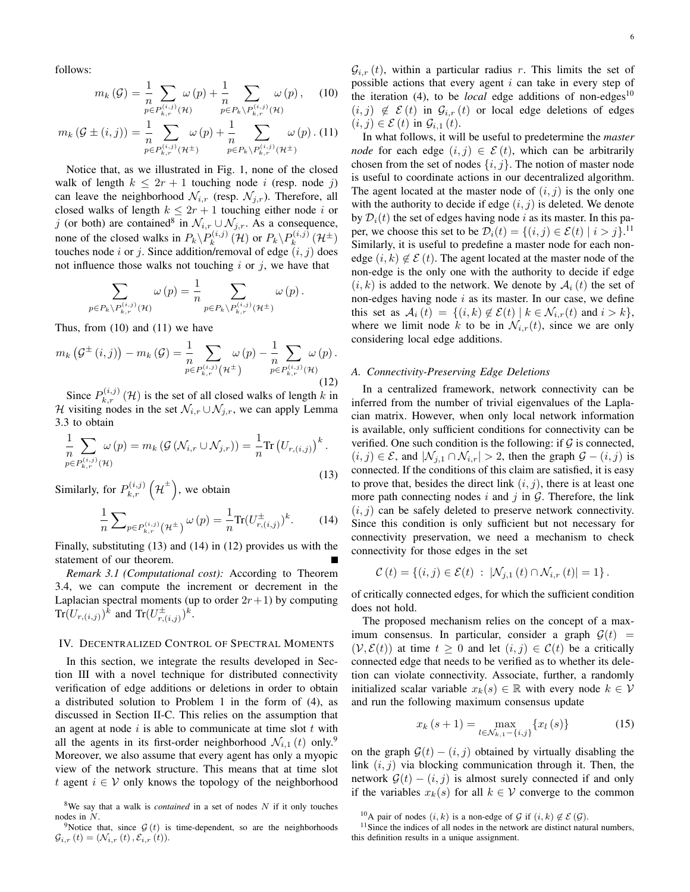follows:

$$m_k(\mathcal{G}) = \frac{1}{n}\sum_{p\in P_{k,r}^{(i,j)}(\mathcal{H})} \omega(p) + \frac{1}{n}\sum_{p\in P_k\setminus P_{k,r}^{(i,j)}(\mathcal{H})} \omega(p), \quad (10)$$

$$m_k(\mathcal{G} \pm (i,j)) = \frac{1}{n}\sum_{p\in P_{k,r}^{(i,j)}(\mathcal{H}^{\pm})} \omega(p) + \frac{1}{n}\sum_{p\in P_k\setminus P_{k,r}^{(i,j)}(\mathcal{H}^{\pm})} \omega(p). \quad (11)$$

Notice that, as we illustrated in Fig. 1, none of the closed walk of length $k \leq 2r+1$ touching node $i$ (resp. node $j$) can leave the neighborhood $\mathcal{N}_{i,r}$ (resp. $\mathcal{N}_{j,r}$). Therefore, all closed walks of length $k \leq 2r+1$ touching either node $i$ or $j$ (or both) are contained[8] in $\mathcal{N}_{i,r} \cup \mathcal{N}_{j,r}$. As a consequence, none of the closed walks in $P_k \setminus P_k^{(i,j)}(\mathcal{H})$ or $P_k \setminus P_k^{(i,j)}(\mathcal{H}^{\pm})$ touches node $i$ or $j$. Since addition/removal of edge $(i,j)$ does not influence those walks not touching $i$ or $j$, we have that

$$\sum_{p\in P_k\setminus P_{k,r}^{(i,j)}(\mathcal{H})} \omega(p) = \frac{1}{n}\sum_{p\in P_k\setminus P_{k,r}^{(i,j)}(\mathcal{H}^{\pm})} \omega(p).$$

Thus, from (10) and (11) we have

$$m_k\left(\mathcal{G}^{\pm}(i,j)\right) - m_k(\mathcal{G}) = \frac{1}{n}\sum_{p\in P_{k,r}^{(i,j)}(\mathcal{H}^{\pm})} \omega(p) - \frac{1}{n}\sum_{p\in P_{k,r}^{(i,j)}(\mathcal{H})} \omega(p). \quad (12)$$

Since $P_{k,r}^{(i,j)}(\mathcal{H})$ is the set of all closed walks of length $k$ in $\mathcal{H}$ visiting nodes in the set $\mathcal{N}_{i,r} \cup \mathcal{N}_{j,r}$, we can apply Lemma 3.3 to obtain

$$\frac{1}{n}\sum_{p\in P_{k,r}^{(i,j)}(\mathcal{H})} \omega(p) = m_k\left(\mathcal{G}(\mathcal{N}_{i,r} \cup \mathcal{N}_{j,r})\right) = \frac{1}{n}\mathrm{Tr}\left(U_{r,(i,j)}\right)^k. \quad (13)$$

Similarly, for $P_{k,r}^{(i,j)}\left(\mathcal{H}^{\pm}\right)$, we obtain

$$\frac{1}{n}\sum\nolimits_{p\in P_{k,r}^{(i,j)}(\mathcal{H}^{\pm})} \omega(p) = \frac{1}{n}\mathrm{Tr}(U_{r,(i,j)}^{\pm})^k. \quad (14)$$

Finally, substituting (13) and (14) in (12) provides us with the statement of our theorem. ∎

*Remark 3.1 (Computational cost):* According to Theorem 3.4, we can compute the increment or decrement in the Laplacian spectral moments (up to order $2r+1$) by computing $\mathrm{Tr}(U_{r,(i,j)})^k$ and $\mathrm{Tr}(U_{r,(i,j)}^{\pm})^k$.

## IV. Decentralized Control of Spectral Moments

In this section, we integrate the results developed in Section III with a novel technique for distributed connectivity verification of edge additions or deletions in order to obtain a distributed solution to Problem 1 in the form of (4), as discussed in Section II-C. This relies on the assumption that an agent at node $i$ is able to communicate at time slot $t$ with all the agents in its first-order neighborhood $\mathcal{N}_{i,1}(t)$ only.[9] Moreover, we also assume that every agent has only a myopic view of the network structure. This means that at time slot $t$ agent $i \in \mathcal{V}$ only knows the topology of the neighborhood $\mathcal{G}_{i,r}(t)$, within a particular radius $r$. This limits the set of possible actions that every agent $i$ can take in every step of the iteration (4), to be *local* edge additions of non-edges[10] $(i,j) \notin \mathcal{E}(t)$ in $\mathcal{G}_{i,r}(t)$ or local edge deletions of edges $(i,j) \in \mathcal{E}(t)$ in $\mathcal{G}_{i,1}(t)$.

In what follows, it will be useful to predetermine the *master node* for each edge $(i,j) \in \mathcal{E}(t)$, which can be arbitrarily chosen from the set of nodes $\{i,j\}$. The notion of master node is useful to coordinate actions in our decentralized algorithm. The agent located at the master node of $(i,j)$ is the only one with the authority to decide if edge $(i,j)$ is deleted. We denote by $\mathcal{D}_i(t)$ the set of edges having node $i$ as its master. In this paper, we choose this set to be $\mathcal{D}_i(t) = \{(i,j) \in \mathcal{E}(t) \mid i > j\}$.[11] Similarly, it is useful to predefine a master node for each non-edge $(i,k) \notin \mathcal{E}(t)$. The agent located at the master node of the non-edge is the only one with the authority to decide if edge $(i,k)$ is added to the network. We denote by $\mathcal{A}_i(t)$ the set of non-edges having node $i$ as its master. In our case, we define this set as $\mathcal{A}_i(t) = \{(i,k) \notin \mathcal{E}(t) \mid k \in \mathcal{N}_{i,r}(t) \text{ and } i > k\}$, where we limit node $k$ to be in $\mathcal{N}_{i,r}(t)$, since we are only considering local edge additions.

### A. Connectivity-Preserving Edge Deletions

In a centralized framework, network connectivity can be inferred from the number of trivial eigenvalues of the Laplacian matrix. However, when only local network information is available, only sufficient conditions for connectivity can be verified. One such condition is the following: if $\mathcal{G}$ is connected, $(i,j) \in \mathcal{E}$, and $|\mathcal{N}_{j,1} \cap \mathcal{N}_{i,r}| > 2$, then the graph $\mathcal{G} - (i,j)$ is connected. If the conditions of this claim are satisfied, it is easy to prove that, besides the direct link $(i,j)$, there is at least one more path connecting nodes $i$ and $j$ in $\mathcal{G}$. Therefore, the link $(i,j)$ can be safely deleted to preserve network connectivity. Since this condition is only sufficient but not necessary for connectivity preservation, we need a mechanism to check connectivity for those edges in the set

$$\mathcal{C}(t) = \{(i,j) \in \mathcal{E}(t) \ : \ |\mathcal{N}_{j,1}(t) \cap \mathcal{N}_{i,r}(t)| = 1\}.$$

of critically connected edges, for which the sufficient condition does not hold.

The proposed mechanism relies on the concept of a maximum consensus. In particular, consider a graph $\mathcal{G}(t) = (\mathcal{V}, \mathcal{E}(t))$ at time $t \geq 0$ and let $(i,j) \in \mathcal{C}(t)$ be a critically connected edge that needs to be verified as to whether its deletion can violate connectivity. Associate, further, a randomly initialized scalar variable $x_k(s) \in \mathbb{R}$ with every node $k \in \mathcal{V}$ and run the following maximum consensus update

$$x_k(s+1) = \max_{l\in\mathcal{N}_{k,1}-\{i,j\}} \{x_l(s)\} \quad (15)$$

on the graph $\mathcal{G}(t) - (i,j)$ obtained by virtually disabling the link $(i,j)$ via blocking communication through it. Then, the network $\mathcal{G}(t) - (i,j)$ is almost surely connected if and only if the variables $x_k(s)$ for all $k \in \mathcal{V}$ converge to the common

[8] We say that a walk is *contained* in a set of nodes $N$ if it only touches nodes in $N$.

[9] Notice that, since $\mathcal{G}(t)$ is time-dependent, so are the neighborhoods $\mathcal{G}_{i,r}(t) = (\mathcal{N}_{i,r}(t), \mathcal{E}_{i,r}(t))$.

[10] A pair of nodes $(i,k)$ is a non-edge of $\mathcal{G}$ if $(i,k) \notin \mathcal{E}(\mathcal{G})$.

[11] Since the indices of all nodes in the network are distinct natural numbers, this definition results in a unique assignment.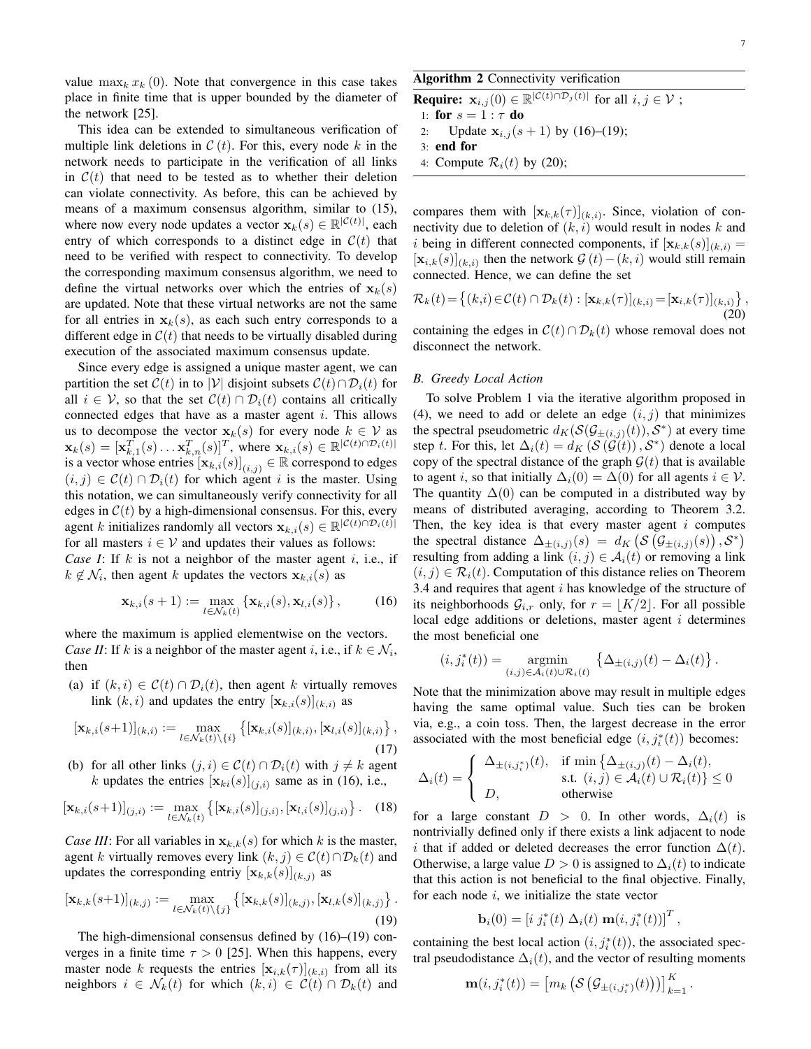value $\max_k x_k(0)$. Note that convergence in this case takes place in finite time that is upper bounded by the diameter of the network [25].

This idea can be extended to simultaneous verification of multiple link deletions in $\mathcal{C}(t)$. For this, every node $k$ in the network needs to participate in the verification of all links in $\mathcal{C}(t)$ that need to be tested as to whether their deletion can violate connectivity. As before, this can be achieved by means of a maximum consensus algorithm, similar to (15), where now every node updates a vector $\mathbf{x}_k(s) \in \mathbb{R}^{|\mathcal{C}(t)|}$, each entry of which corresponds to a distinct edge in $\mathcal{C}(t)$ that need to be verified with respect to connectivity. To develop the corresponding maximum consensus algorithm, we need to define the virtual networks over which the entries of $\mathbf{x}_k(s)$ are updated. Note that these virtual networks are not the same for all entries in $\mathbf{x}_k(s)$, as each such entry corresponds to a different edge in $\mathcal{C}(t)$ that needs to be virtually disabled during execution of the associated maximum consensus update.

Since every edge is assigned a unique master agent, we can partition the set $\mathcal{C}(t)$ in to $|\mathcal{V}|$ disjoint subsets $\mathcal{C}(t) \cap \mathcal{D}_i(t)$ for all $i \in \mathcal{V}$, so that the set $\mathcal{C}(t) \cap \mathcal{D}_i(t)$ contains all critically connected edges that have as a master agent $i$. This allows us to decompose the vector $\mathbf{x}_k(s)$ for every node $k \in \mathcal{V}$ as $\mathbf{x}_k(s) = [\mathbf{x}_{k,1}^T(s) \dots \mathbf{x}_{k,n}^T(s)]^T$, where $\mathbf{x}_{k,i}(s) \in \mathbb{R}^{|\mathcal{C}(t) \cap \mathcal{D}_i(t)|}$ is a vector whose entries $[\mathbf{x}_{k,i}(s)]_{(i,j)} \in \mathbb{R}$ correspond to edges $(i,j) \in \mathcal{C}(t) \cap \mathcal{D}_i(t)$ for which agent $i$ is the master. Using this notation, we can simultaneously verify connectivity for all edges in $\mathcal{C}(t)$ by a high-dimensional consensus. For this, every agent $k$ initializes randomly all vectors $\mathbf{x}_{k,i}(s) \in \mathbb{R}^{|\mathcal{C}(t) \cap \mathcal{D}_i(t)|}$ for all masters $i \in \mathcal{V}$ and updates their values as follows:

*Case I*: If $k$ is not a neighbor of the master agent $i$, i.e., if $k \notin \mathcal{N}_i$, then agent $k$ updates the vectors $\mathbf{x}_{k,i}(s)$ as

$$\mathbf{x}_{k,i}(s+1) := \max_{l \in \mathcal{N}_k(t)} \{\mathbf{x}_{k,i}(s), \mathbf{x}_{l,i}(s)\}, \tag{16}$$

where the maximum is applied elementwise on the vectors.

*Case II*: If $k$ is a neighbor of the master agent $i$, i.e., if $k \in \mathcal{N}_i$, then

(a) if $(k,i) \in \mathcal{C}(t) \cap \mathcal{D}_i(t)$, then agent $k$ virtually removes link $(k,i)$ and updates the entry $[\mathbf{x}_{k,i}(s)]_{(k,i)}$ as

$$[\mathbf{x}_{k,i}(s+1)]_{(k,i)} := \max_{l \in \mathcal{N}_k(t) \setminus \{i\}} \left\{[\mathbf{x}_{k,i}(s)]_{(k,i)}, [\mathbf{x}_{l,i}(s)]_{(k,i)}\right\}, \tag{17}$$

(b) for all other links $(j,i) \in \mathcal{C}(t) \cap \mathcal{D}_i(t)$ with $j \neq k$ agent $k$ updates the entries $[\mathbf{x}_{ki}(s)]_{(j,i)}$ same as in (16), i.e.,

$$[\mathbf{x}_{k,i}(s+1)]_{(j,i)} := \max_{l \in \mathcal{N}_k(t)} \left\{[\mathbf{x}_{k,i}(s)]_{(j,i)}, [\mathbf{x}_{l,i}(s)]_{(j,i)}\right\}. \tag{18}$$

*Case III*: For all variables in $\mathbf{x}_{k,k}(s)$ for which $k$ is the master, agent $k$ virtually removes every link $(k,j) \in \mathcal{C}(t) \cap \mathcal{D}_k(t)$ and updates the corresponding entriy $[\mathbf{x}_{k,k}(s)]_{(k,j)}$ as

$$[\mathbf{x}_{k,k}(s+1)]_{(k,j)} := \max_{l \in \mathcal{N}_k(t) \setminus \{j\}} \left\{[\mathbf{x}_{k,k}(s)]_{(k,j)}, [\mathbf{x}_{l,k}(s)]_{(k,j)}\right\}. \tag{19}$$

The high-dimensional consensus defined by (16)–(19) converges in a finite time $\tau > 0$ [25]. When this happens, every master node $k$ requests the entries $[\mathbf{x}_{i,k}(\tau)]_{(k,i)}$ from all its neighbors $i \in \mathcal{N}_k(t)$ for which $(k,i) \in \mathcal{C}(t) \cap \mathcal{D}_k(t)$ and compares them with $[\mathbf{x}_{k,k}(\tau)]_{(k,i)}$. Since, violation of connectivity due to deletion of $(k,i)$ would result in nodes $k$ and $i$ being in different connected components, if $[\mathbf{x}_{k,k}(s)]_{(k,i)} = [\mathbf{x}_{i,k}(s)]_{(k,i)}$ then the network $\mathcal{G}(t) - (k,i)$ would still remain connected. Hence, we can define the set

$$\mathcal{R}_k(t) = \left\{(k,i) \in \mathcal{C}(t) \cap \mathcal{D}_k(t) : [\mathbf{x}_{k,k}(\tau)]_{(k,i)} = [\mathbf{x}_{i,k}(\tau)]_{(k,i)}\right\}, \tag{20}$$

containing the edges in $\mathcal{C}(t) \cap \mathcal{D}_k(t)$ whose removal does not disconnect the network.

**Algorithm 2** Connectivity verification

**Require:** $\mathbf{x}_{i,j}(0) \in \mathbb{R}^{|\mathcal{C}(t) \cap \mathcal{D}_j(t)|}$ for all $i,j \in \mathcal{V}$ ;
1: **for** $s = 1 : \tau$ **do**
2: Update $\mathbf{x}_{i,j}(s+1)$ by (16)–(19);
3: **end for**
4: Compute $\mathcal{R}_i(t)$ by (20);

### B. Greedy Local Action

To solve Problem 1 via the iterative algorithm proposed in (4), we need to add or delete an edge $(i,j)$ that minimizes the spectral pseudometric $d_K(\mathcal{S}(\mathcal{G}_{\pm(i,j)}(t)), \mathcal{S}^*)$ at every time step $t$. For this, let $\Delta_i(t) = d_K(\mathcal{S}(\mathcal{G}(t)), \mathcal{S}^*)$ denote a local copy of the spectral distance of the graph $\mathcal{G}(t)$ that is available to agent $i$, so that initially $\Delta_i(0) = \Delta(0)$ for all agents $i \in \mathcal{V}$. The quantity $\Delta(0)$ can be computed in a distributed way by means of distributed averaging, according to Theorem 3.2. Then, the key idea is that every master agent $i$ computes the spectral distance $\Delta_{\pm(i,j)}(s) = d_K(\mathcal{S}(\mathcal{G}_{\pm(i,j)}(s)), \mathcal{S}^*)$ resulting from adding a link $(i,j) \in \mathcal{A}_i(t)$ or removing a link $(i,j) \in \mathcal{R}_i(t)$. Computation of this distance relies on Theorem 3.4 and requires that agent $i$ has knowledge of the structure of its neighborhoods $\mathcal{G}_{i,r}$ only, for $r = \lfloor K/2 \rfloor$. For all possible local edge additions or deletions, master agent $i$ determines the most beneficial one

$$(i, j_i^*(t)) = \operatorname*{argmin}_{(i,j) \in \mathcal{A}_i(t) \cup \mathcal{R}_i(t)} \left\{\Delta_{\pm(i,j)}(t) - \Delta_i(t)\right\}.$$

Note that the minimization above may result in multiple edges having the same optimal value. Such ties can be broken via, e.g., a coin toss. Then, the largest decrease in the error associated with the most beneficial edge $(i, j_i^*(t))$ becomes:

$$\Delta_i(t) = \begin{cases} \Delta_{\pm(i,j_i^*)}(t), & \text{if } \min\left\{\Delta_{\pm(i,j)}(t) - \Delta_i(t),\right. \\ & \left.\text{s.t. } (i,j) \in \mathcal{A}_i(t) \cup \mathcal{R}_i(t)\right\} \leq 0 \\ D, & \text{otherwise} \end{cases}$$

for a large constant $D > 0$. In other words, $\Delta_i(t)$ is nontrivially defined only if there exists a link adjacent to node $i$ that if added or deleted decreases the error function $\Delta(t)$. Otherwise, a large value $D > 0$ is assigned to $\Delta_i(t)$ to indicate that this action is not beneficial to the final objective. Finally, for each node $i$, we initialize the state vector

$$\mathbf{b}_i(0) = [i \ j_i^*(t) \ \Delta_i(t) \ \mathbf{m}(i, j_i^*(t))]^T,$$

containing the best local action $(i, j_i^*(t))$, the associated spectral pseudodistance $\Delta_i(t)$, and the vector of resulting moments

$$\mathbf{m}(i, j_i^*(t)) = \left[m_k\left(\mathcal{S}\left(\mathcal{G}_{\pm(i,j_i^*)}(t)\right)\right)\right]_{k=1}^K.$$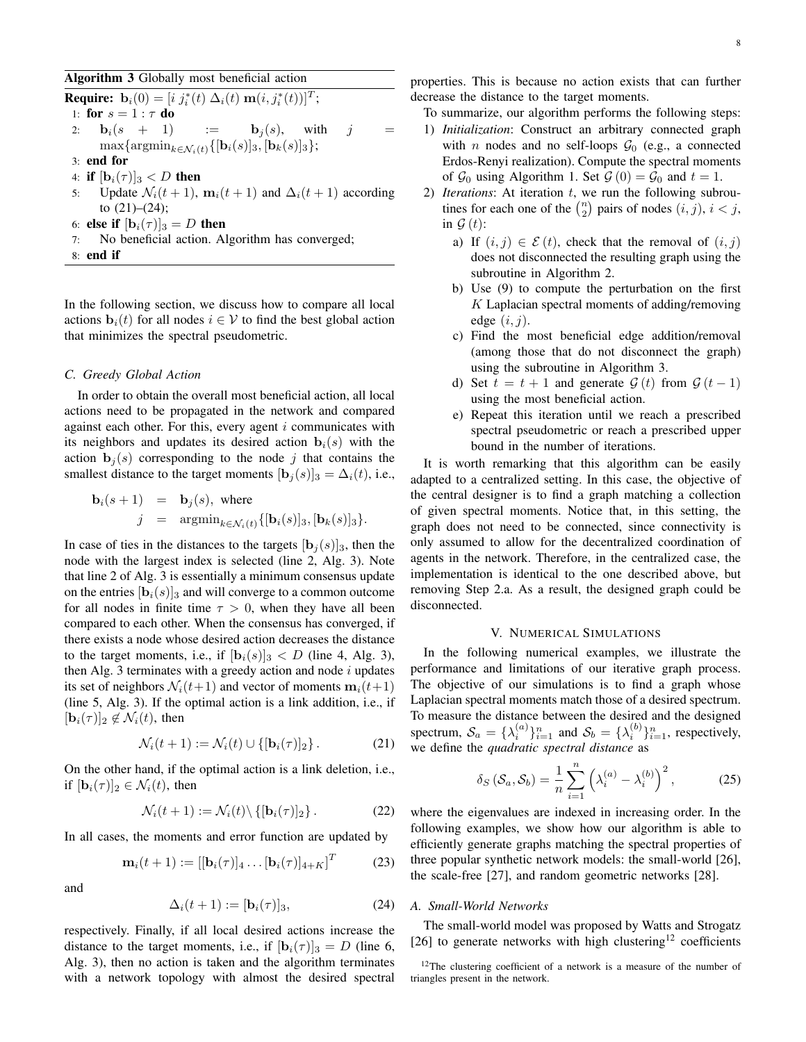**Algorithm 3** Globally most beneficial action

**Require:** $\mathbf{b}_i(0) = [i \; j_i^*(t) \; \Delta_i(t) \; \mathbf{m}(i, j_i^*(t))]^T$;

1: **for** $s = 1 : \tau$ **do**
2: $\quad \mathbf{b}_i(s+1) := \mathbf{b}_j(s)$, with $j = \max\{\text{argmin}_{k \in \mathcal{N}_i(t)}\{[\mathbf{b}_i(s)]_3, [\mathbf{b}_k(s)]_3\}$;
3: **end for**
4: **if** $[\mathbf{b}_i(\tau)]_3 < D$ **then**
5: $\quad$ Update $\mathcal{N}_i(t+1)$, $\mathbf{m}_i(t+1)$ and $\Delta_i(t+1)$ according to (21)–(24);
6: **else if** $[\mathbf{b}_i(\tau)]_3 = D$ **then**
7: $\quad$ No beneficial action. Algorithm has converged;
8: **end if**

In the following section, we discuss how to compare all local actions $\mathbf{b}_i(t)$ for all nodes $i \in \mathcal{V}$ to find the best global action that minimizes the spectral pseudometric.

### C. Greedy Global Action

In order to obtain the overall most beneficial action, all local actions need to be propagated in the network and compared against each other. For this, every agent $i$ communicates with its neighbors and updates its desired action $\mathbf{b}_i(s)$ with the action $\mathbf{b}_j(s)$ corresponding to the node $j$ that contains the smallest distance to the target moments $[\mathbf{b}_j(s)]_3 = \Delta_i(t)$, i.e.,

$$
\begin{aligned}
\mathbf{b}_i(s+1) &= \mathbf{b}_j(s), \text{ where} \\
j &= \text{argmin}_{k \in \mathcal{N}_i(t)}\{[\mathbf{b}_i(s)]_3, [\mathbf{b}_k(s)]_3\}.
\end{aligned}
$$

In case of ties in the distances to the targets $[\mathbf{b}_j(s)]_3$, then the node with the largest index is selected (line 2, Alg. 3). Note that line 2 of Alg. 3 is essentially a minimum consensus update on the entries $[\mathbf{b}_i(s)]_3$ and will converge to a common outcome for all nodes in finite time $\tau > 0$, when they have all been compared to each other. When the consensus has converged, if there exists a node whose desired action decreases the distance to the target moments, i.e., if $[\mathbf{b}_i(s)]_3 < D$ (line 4, Alg. 3), then Alg. 3 terminates with a greedy action and node $i$ updates its set of neighbors $\mathcal{N}_i(t+1)$ and vector of moments $\mathbf{m}_i(t+1)$ (line 5, Alg. 3). If the optimal action is a link addition, i.e., if $[\mathbf{b}_i(\tau)]_2 \notin \mathcal{N}_i(t)$, then

$$
\mathcal{N}_i(t+1) := \mathcal{N}_i(t) \cup \{[\mathbf{b}_i(\tau)]_2\}. \tag{21}
$$

On the other hand, if the optimal action is a link deletion, i.e., if $[\mathbf{b}_i(\tau)]_2 \in \mathcal{N}_i(t)$, then

$$
\mathcal{N}_i(t+1) := \mathcal{N}_i(t) \setminus \{[\mathbf{b}_i(\tau)]_2\}. \tag{22}
$$

In all cases, the moments and error function are updated by

$$
\mathbf{m}_i(t+1) := [[\mathbf{b}_i(\tau)]_4 \ldots [\mathbf{b}_i(\tau)]_{4+K}]^T \tag{23}
$$

and

$$
\Delta_i(t+1) := [\mathbf{b}_i(\tau)]_3, \tag{24}
$$

respectively. Finally, if all local desired actions increase the distance to the target moments, i.e., if $[\mathbf{b}_i(\tau)]_3 = D$ (line 6, Alg. 3), then no action is taken and the algorithm terminates with a network topology with almost the desired spectral properties. This is because no action exists that can further decrease the distance to the target moments.

To summarize, our algorithm performs the following steps:

1) *Initialization*: Construct an arbitrary connected graph with $n$ nodes and no self-loops $\mathcal{G}_0$ (e.g., a connected Erdos-Renyi realization). Compute the spectral moments of $\mathcal{G}_0$ using Algorithm 1. Set $\mathcal{G}(0) = \mathcal{G}_0$ and $t = 1$.
2) *Iterations*: At iteration $t$, we run the following subroutines for each one of the $\binom{n}{2}$ pairs of nodes $(i, j)$, $i < j$, in $\mathcal{G}(t)$:
   a) If $(i, j) \in \mathcal{E}(t)$, check that the removal of $(i, j)$ does not disconnected the resulting graph using the subroutine in Algorithm 2.
   b) Use (9) to compute the perturbation on the first $K$ Laplacian spectral moments of adding/removing edge $(i, j)$.
   c) Find the most beneficial edge addition/removal (among those that do not disconnect the graph) using the subroutine in Algorithm 3.
   d) Set $t = t + 1$ and generate $\mathcal{G}(t)$ from $\mathcal{G}(t-1)$ using the most beneficial action.
   e) Repeat this iteration until we reach a prescribed spectral pseudometric or reach a prescribed upper bound in the number of iterations.

It is worth remarking that this algorithm can be easily adapted to a centralized setting. In this case, the objective of the central designer is to find a graph matching a collection of given spectral moments. Notice that, in this setting, the graph does not need to be connected, since connectivity is only assumed to allow for the decentralized coordination of agents in the network. Therefore, in the centralized case, the implementation is identical to the one described above, but removing Step 2.a. As a result, the designed graph could be disconnected.

## V. Numerical Simulations

In the following numerical examples, we illustrate the performance and limitations of our iterative graph process. The objective of our simulations is to find a graph whose Laplacian spectral moments match those of a desired spectrum. To measure the distance between the desired and the designed spectrum, $\mathcal{S}_a = \{\lambda_i^{(a)}\}_{i=1}^n$ and $\mathcal{S}_b = \{\lambda_i^{(b)}\}_{i=1}^n$, respectively, we define the *quadratic spectral distance* as

$$
\delta_S(\mathcal{S}_a, \mathcal{S}_b) = \frac{1}{n} \sum_{i=1}^{n} \left(\lambda_i^{(a)} - \lambda_i^{(b)}\right)^2, \tag{25}
$$

where the eigenvalues are indexed in increasing order. In the following examples, we show how our algorithm is able to efficiently generate graphs matching the spectral properties of three popular synthetic network models: the small-world [26], the scale-free [27], and random geometric networks [28].

### A. Small-World Networks

The small-world model was proposed by Watts and Strogatz [26] to generate networks with high clustering[12] coefficients

[12] The clustering coefficient of a network is a measure of the number of triangles present in the network.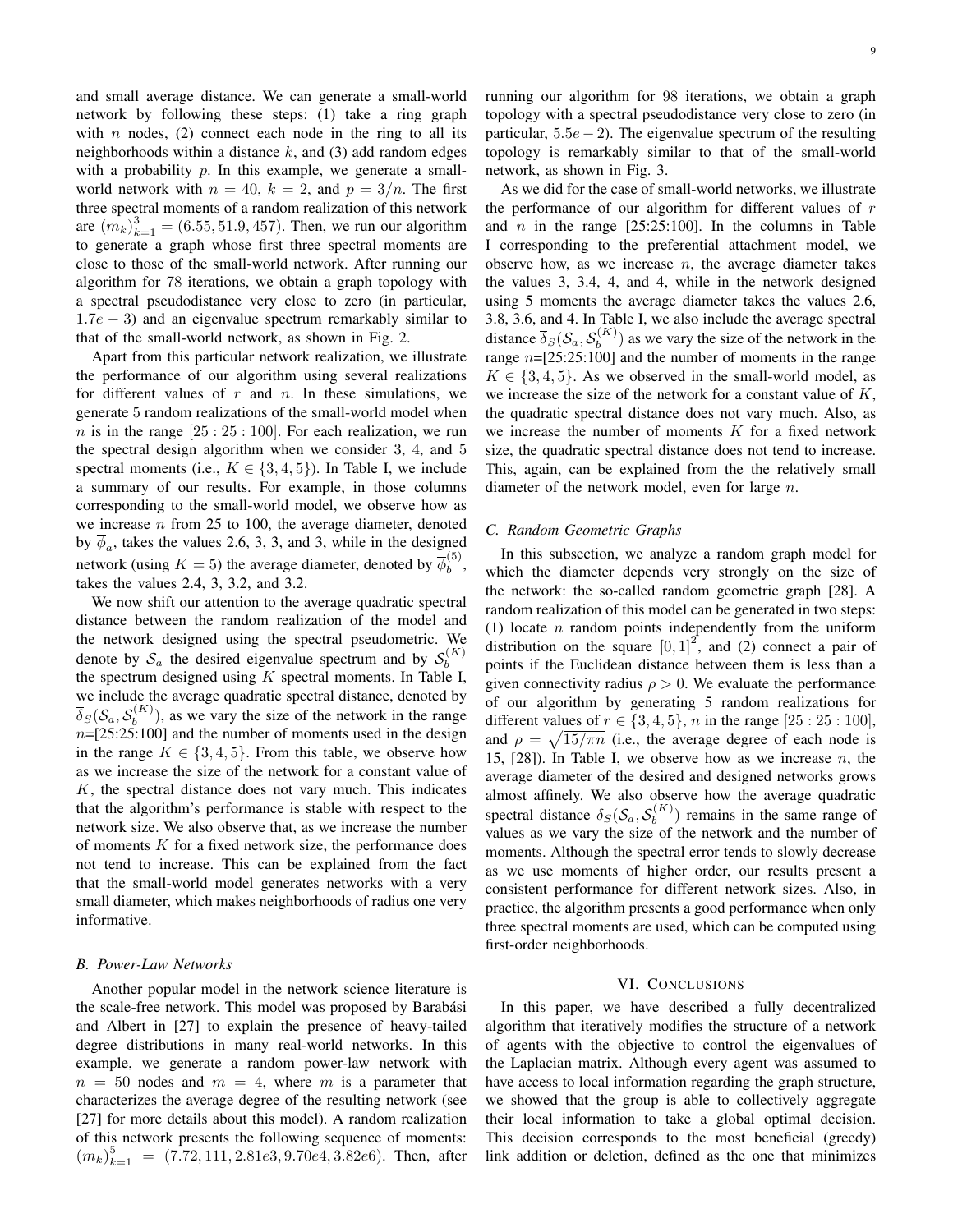and small average distance. We can generate a small-world network by following these steps: (1) take a ring graph with $n$ nodes, (2) connect each node in the ring to all its neighborhoods within a distance $k$, and (3) add random edges with a probability $p$. In this example, we generate a small-world network with $n = 40$, $k = 2$, and $p = 3/n$. The first three spectral moments of a random realization of this network are $(m_k)_{k=1}^{3} = (6.55, 51.9, 457)$. Then, we run our algorithm to generate a graph whose first three spectral moments are close to those of the small-world network. After running our algorithm for 78 iterations, we obtain a graph topology with a spectral pseudodistance very close to zero (in particular, $1.7e-3$) and an eigenvalue spectrum remarkably similar to that of the small-world network, as shown in Fig. 2.

Apart from this particular network realization, we illustrate the performance of our algorithm using several realizations for different values of $r$ and $n$. In these simulations, we generate 5 random realizations of the small-world model when $n$ is in the range $[25 : 25 : 100]$. For each realization, we run the spectral design algorithm when we consider 3, 4, and 5 spectral moments (i.e., $K \in \{3, 4, 5\}$). In Table I, we include a summary of our results. For example, in those columns corresponding to the small-world model, we observe how as we increase $n$ from 25 to 100, the average diameter, denoted by $\overline{\phi}_a$, takes the values 2.6, 3, 3, and 3, while in the designed network (using $K = 5$) the average diameter, denoted by $\overline{\phi}_b^{(5)}$, takes the values 2.4, 3, 3.2, and 3.2.

We now shift our attention to the average quadratic spectral distance between the random realization of the model and the network designed using the spectral pseudometric. We denote by $\mathcal{S}_a$ the desired eigenvalue spectrum and by $\mathcal{S}_b^{(K)}$ the spectrum designed using $K$ spectral moments. In Table I, we include the average quadratic spectral distance, denoted by $\overline{\delta}_S(\mathcal{S}_a, \mathcal{S}_b^{(K)})$, as we vary the size of the network in the range $n$=[25:25:100] and the number of moments used in the design in the range $K \in \{3, 4, 5\}$. From this table, we observe how as we increase the size of the network for a constant value of $K$, the spectral distance does not vary much. This indicates that the algorithm's performance is stable with respect to the network size. We also observe that, as we increase the number of moments $K$ for a fixed network size, the performance does not tend to increase. This can be explained from the fact that the small-world model generates networks with a very small diameter, which makes neighborhoods of radius one very informative.

### B. Power-Law Networks

Another popular model in the network science literature is the scale-free network. This model was proposed by Barabási and Albert in [27] to explain the presence of heavy-tailed degree distributions in many real-world networks. In this example, we generate a random power-law network with $n = 50$ nodes and $m = 4$, where $m$ is a parameter that characterizes the average degree of the resulting network (see [27] for more details about this model). A random realization of this network presents the following sequence of moments: $(m_k)_{k=1}^{5} = (7.72, 111, 2.81e3, 9.70e4, 3.82e6)$. Then, after running our algorithm for 98 iterations, we obtain a graph topology with a spectral pseudodistance very close to zero (in particular, $5.5e-2$). The eigenvalue spectrum of the resulting topology is remarkably similar to that of the small-world network, as shown in Fig. 3.

As we did for the case of small-world networks, we illustrate the performance of our algorithm for different values of $r$ and $n$ in the range [25:25:100]. In the columns in Table I corresponding to the preferential attachment model, we observe how, as we increase $n$, the average diameter takes the values 3, 3.4, 4, and 4, while in the network designed using 5 moments the average diameter takes the values 2.6, 3.8, 3.6, and 4. In Table I, we also include the average spectral distance $\overline{\delta}_S(\mathcal{S}_a, \mathcal{S}_b^{(K)})$ as we vary the size of the network in the range $n$=[25:25:100] and the number of moments in the range $K \in \{3, 4, 5\}$. As we observed in the small-world model, as we increase the size of the network for a constant value of $K$, the quadratic spectral distance does not vary much. Also, as we increase the number of moments $K$ for a fixed network size, the quadratic spectral distance does not tend to increase. This, again, can be explained from the the relatively small diameter of the network model, even for large $n$.

### C. Random Geometric Graphs

In this subsection, we analyze a random graph model for which the diameter depends very strongly on the size of the network: the so-called random geometric graph [28]. A random realization of this model can be generated in two steps: (1) locate $n$ random points independently from the uniform distribution on the square $[0, 1]^2$, and (2) connect a pair of points if the Euclidean distance between them is less than a given connectivity radius $\rho > 0$. We evaluate the performance of our algorithm by generating 5 random realizations for different values of $r \in \{3, 4, 5\}$, $n$ in the range $[25 : 25 : 100]$, and $\rho = \sqrt{15/\pi n}$ (i.e., the average degree of each node is 15, [28]). In Table I, we observe how as we increase $n$, the average diameter of the desired and designed networks grows almost affinely. We also observe how the average quadratic spectral distance $\delta_S(\mathcal{S}_a, \mathcal{S}_b^{(K)})$ remains in the same range of values as we vary the size of the network and the number of moments. Although the spectral error tends to slowly decrease as we use moments of higher order, our results present a consistent performance for different network sizes. Also, in practice, the algorithm presents a good performance when only three spectral moments are used, which can be computed using first-order neighborhoods.

## VI. Conclusions

In this paper, we have described a fully decentralized algorithm that iteratively modifies the structure of a network of agents with the objective to control the eigenvalues of the Laplacian matrix. Although every agent was assumed to have access to local information regarding the graph structure, we showed that the group is able to collectively aggregate their local information to take a global optimal decision. This decision corresponds to the most beneficial (greedy) link addition or deletion, defined as the one that minimizes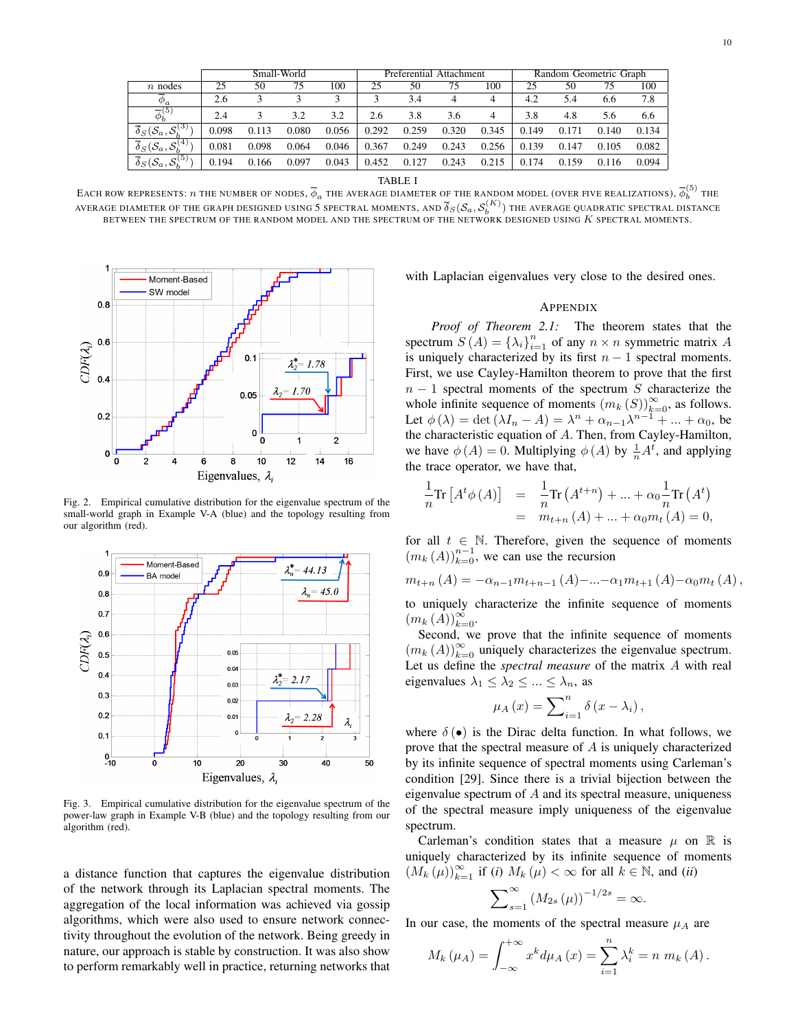|  | Small-World | | | | Preferential Attachment | | | | Random Geometric Graph | | | |
|---|---|---|---|---|---|---|---|---|---|---|---|---|
| $n$ nodes | 25 | 50 | 75 | 100 | 25 | 50 | 75 | 100 | 25 | 50 | 75 | 100 |
| $\overline{\phi}_a$ | 2.6 | 3 | 3 | 3 | 3 | 3.4 | 4 | 4 | 4.2 | 5.4 | 6.6 | 7.8 |
| $\overline{\phi}_b^{(5)}$ | 2.4 | 3 | 3.2 | 3.2 | 2.6 | 3.8 | 3.6 | 4 | 3.8 | 4.8 | 5.6 | 6.6 |
| $\overline{\delta}_S(\mathcal{S}_a, \mathcal{S}_b^{(3)})$ | 0.098 | 0.113 | 0.080 | 0.056 | 0.292 | 0.259 | 0.320 | 0.345 | 0.149 | 0.171 | 0.140 | 0.134 |
| $\overline{\delta}_S(\mathcal{S}_a, \mathcal{S}_b^{(4)})$ | 0.081 | 0.098 | 0.064 | 0.046 | 0.367 | 0.249 | 0.243 | 0.256 | 0.139 | 0.147 | 0.105 | 0.082 |
| $\overline{\delta}_S(\mathcal{S}_a, \mathcal{S}_b^{(5)})$ | 0.194 | 0.166 | 0.097 | 0.043 | 0.452 | 0.127 | 0.243 | 0.215 | 0.174 | 0.159 | 0.116 | 0.094 |

TABLE I

EACH ROW REPRESENTS: $n$ THE NUMBER OF NODES, $\overline{\phi}_a$ THE AVERAGE DIAMETER OF THE RANDOM MODEL (OVER FIVE REALIZATIONS), $\overline{\phi}_b^{(5)}$ THE AVERAGE DIAMETER OF THE GRAPH DESIGNED USING 5 SPECTRAL MOMENTS, AND $\overline{\delta}_S(\mathcal{S}_a, \mathcal{S}_b^{(K)})$ THE AVERAGE QUADRATIC SPECTRAL DISTANCE BETWEEN THE SPECTRUM OF THE RANDOM MODEL AND THE SPECTRUM OF THE NETWORK DESIGNED USING $K$ SPECTRAL MOMENTS.

Fig. 2. Empirical cumulative distribution for the eigenvalue spectrum of the small-world graph in Example V-A (blue) and the topology resulting from our algorithm (red).

Fig. 3. Empirical cumulative distribution for the eigenvalue spectrum of the power-law graph in Example V-B (blue) and the topology resulting from our algorithm (red).

a distance function that captures the eigenvalue distribution of the network through its Laplacian spectral moments. The aggregation of the local information was achieved via gossip algorithms, which were also used to ensure network connectivity throughout the evolution of the network. Being greedy in nature, our approach is stable by construction. It was also show to perform remarkably well in practice, returning networks that with Laplacian eigenvalues very close to the desired ones.

## APPENDIX

*Proof of Theorem 2.1:* The theorem states that the spectrum $S(A) = \{\lambda_i\}_{i=1}^n$ of any $n \times n$ symmetric matrix $A$ is uniquely characterized by its first $n-1$ spectral moments. First, we use Cayley-Hamilton theorem to prove that the first $n-1$ spectral moments of the spectrum $S$ characterize the whole infinite sequence of moments $(m_k(S))_{k=0}^{\infty}$, as follows. Let $\phi(\lambda) = \det(\lambda I_n - A) = \lambda^n + \alpha_{n-1}\lambda^{n-1} + ... + \alpha_0$, be the characteristic equation of $A$. Then, from Cayley-Hamilton, we have $\phi(A) = 0$. Multiplying $\phi(A)$ by $\frac{1}{n}A^t$, and applying the trace operator, we have that,

$$\begin{aligned} \frac{1}{n}\text{Tr}\left[A^t\phi(A)\right] &= \frac{1}{n}\text{Tr}\left(A^{t+n}\right) + ... + \alpha_0\frac{1}{n}\text{Tr}\left(A^t\right) \\ &= m_{t+n}(A) + ... + \alpha_0 m_t(A) = 0, \end{aligned}$$

for all $t \in \mathbb{N}$. Therefore, given the sequence of moments $(m_k(A))_{k=0}^{n-1}$, we can use the recursion

$$m_{t+n}(A) = -\alpha_{n-1}m_{t+n-1}(A) - ... - \alpha_1 m_{t+1}(A) - \alpha_0 m_t(A),$$

to uniquely characterize the infinite sequence of moments $(m_k(A))_{k=0}^{\infty}$.

Second, we prove that the infinite sequence of moments $(m_k(A))_{k=0}^{\infty}$ uniquely characterizes the eigenvalue spectrum. Let us define the *spectral measure* of the matrix $A$ with real eigenvalues $\lambda_1 \leq \lambda_2 \leq ... \leq \lambda_n$, as

$$\mu_A(x) = \sum_{i=1}^n \delta(x - \lambda_i),$$

where $\delta(\bullet)$ is the Dirac delta function. In what follows, we prove that the spectral measure of $A$ is uniquely characterized by its infinite sequence of spectral moments using Carleman's condition [29]. Since there is a trivial bijection between the eigenvalue spectrum of $A$ and its spectral measure, uniqueness of the spectral measure imply uniqueness of the eigenvalue spectrum.

Carleman's condition states that a measure $\mu$ on $\mathbb{R}$ is uniquely characterized by its infinite sequence of moments $(M_k(\mu))_{k=1}^{\infty}$ if (*i*) $M_k(\mu) < \infty$ for all $k \in \mathbb{N}$, and (*ii*)

$$\sum_{s=1}^{\infty} (M_{2s}(\mu))^{-1/2s} = \infty.$$

In our case, the moments of the spectral measure $\mu_A$ are

$$M_k(\mu_A) = \int_{-\infty}^{+\infty} x^k d\mu_A(x) = \sum_{i=1}^n \lambda_i^k = n\, m_k(A).$$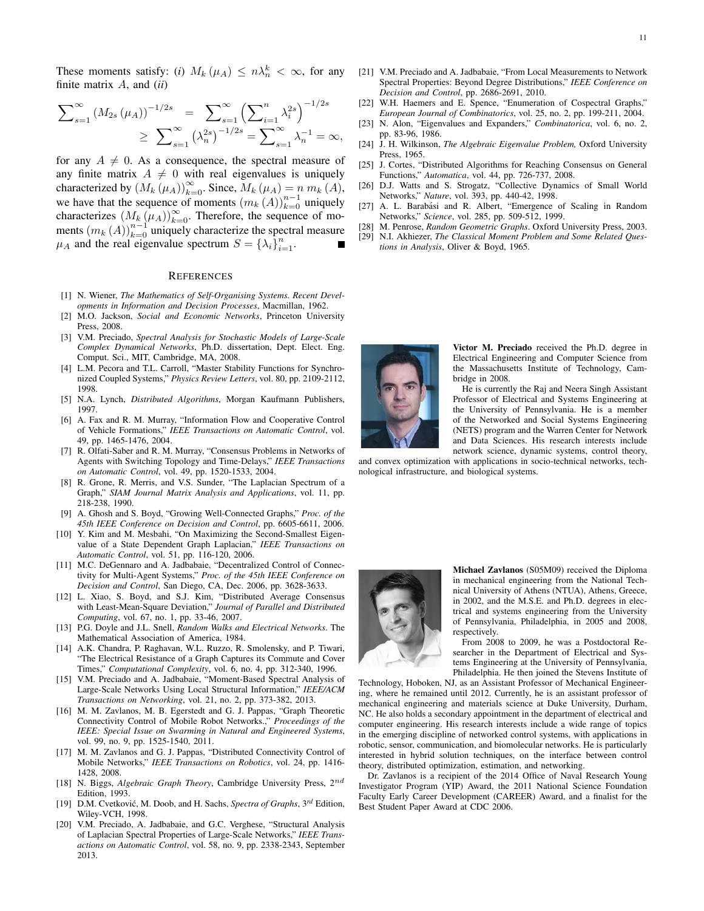These moments satisfy: (*i*) $M_k(\mu_A) \leq n\lambda_n^k < \infty$, for any finite matrix $A$, and (*ii*)

$$\sum_{s=1}^{\infty} (M_{2s}(\mu_A))^{-1/2s} = \sum_{s=1}^{\infty} \left(\sum_{i=1}^{n} \lambda_i^{2s}\right)^{-1/2s} \geq \sum_{s=1}^{\infty} \left(\lambda_n^{2s}\right)^{-1/2s} = \sum_{s=1}^{\infty} \lambda_n^{-1} = \infty,$$

for any $A \neq 0$. As a consequence, the spectral measure of any finite matrix $A \neq 0$ with real eigenvalues is uniquely characterized by $(M_k(\mu_A))_{k=0}^{\infty}$. Since, $M_k(\mu_A) = n\, m_k(A)$, we have that the sequence of moments $(m_k(A))_{k=0}^{n-1}$ uniquely characterizes $(M_k(\mu_A))_{k=0}^{\infty}$. Therefore, the sequence of moments $(m_k(A))_{k=0}^{n-1}$ uniquely characterize the spectral measure $\mu_A$ and the real eigenvalue spectrum $S = \{\lambda_i\}_{i=1}^{n}$. ∎

## References

[1] N. Wiener, *The Mathematics of Self-Organising Systems. Recent Developments in Information and Decision Processes*, Macmillan, 1962.

[2] M.O. Jackson, *Social and Economic Networks*, Princeton University Press, 2008.

[3] V.M. Preciado, *Spectral Analysis for Stochastic Models of Large-Scale Complex Dynamical Networks*, Ph.D. dissertation, Dept. Elect. Eng. Comput. Sci., MIT, Cambridge, MA, 2008.

[4] L.M. Pecora and T.L. Carroll, "Master Stability Functions for Synchronized Coupled Systems," *Physics Review Letters*, vol. 80, pp. 2109-2112, 1998.

[5] N.A. Lynch, *Distributed Algorithms*, Morgan Kaufmann Publishers, 1997.

[6] A. Fax and R. M. Murray, "Information Flow and Cooperative Control of Vehicle Formations," *IEEE Transactions on Automatic Control*, vol. 49, pp. 1465-1476, 2004.

[7] R. Olfati-Saber and R. M. Murray, "Consensus Problems in Networks of Agents with Switching Topology and Time-Delays," *IEEE Transactions on Automatic Control*, vol. 49, pp. 1520-1533, 2004.

[8] R. Grone, R. Merris, and V.S. Sunder, "The Laplacian Spectrum of a Graph," *SIAM Journal Matrix Analysis and Applications*, vol. 11, pp. 218-238, 1990.

[9] A. Ghosh and S. Boyd, "Growing Well-Connected Graphs," *Proc. of the 45th IEEE Conference on Decision and Control*, pp. 6605-6611, 2006.

[10] Y. Kim and M. Mesbahi, "On Maximizing the Second-Smallest Eigenvalue of a State Dependent Graph Laplacian," *IEEE Transactions on Automatic Control*, vol. 51, pp. 116-120, 2006.

[11] M.C. DeGennaro and A. Jadbabaie, "Decentralized Control of Connectivity for Multi-Agent Systems," *Proc. of the 45th IEEE Conference on Decision and Control*, San Diego, CA, Dec. 2006, pp. 3628-3633.

[12] L. Xiao, S. Boyd, and S.J. Kim, "Distributed Average Consensus with Least-Mean-Square Deviation," *Journal of Parallel and Distributed Computing*, vol. 67, no. 1, pp. 33-46, 2007.

[13] P.G. Doyle and J.L. Snell, *Random Walks and Electrical Networks*. The Mathematical Association of America, 1984.

[14] A.K. Chandra, P. Raghavan, W.L. Ruzzo, R. Smolensky, and P. Tiwari, "The Electrical Resistance of a Graph Captures its Commute and Cover Times," *Computational Complexity*, vol. 6, no. 4, pp. 312-340, 1996.

[15] V.M. Preciado and A. Jadbabaie, "Moment-Based Spectral Analysis of Large-Scale Networks Using Local Structural Information," *IEEE/ACM Transactions on Networking*, vol. 21, no. 2, pp. 373-382, 2013.

[16] M. M. Zavlanos, M. B. Egerstedt and G. J. Pappas, "Graph Theoretic Connectivity Control of Mobile Robot Networks.," *Proceedings of the IEEE: Special Issue on Swarming in Natural and Engineered Systems*, vol. 99, no. 9, pp. 1525-1540, 2011.

[17] M. M. Zavlanos and G. J. Pappas, "Distributed Connectivity Control of Mobile Networks," *IEEE Transactions on Robotics*, vol. 24, pp. 1416-1428, 2008.

[18] N. Biggs, *Algebraic Graph Theory*, Cambridge University Press, $2^{nd}$ Edition, 1993.

[19] D.M. Cvetković, M. Doob, and H. Sachs, *Spectra of Graphs*, $3^{rd}$ Edition, Wiley-VCH, 1998.

[20] V.M. Preciado, A. Jadbabaie, and G.C. Verghese, "Structural Analysis of Laplacian Spectral Properties of Large-Scale Networks," *IEEE Transactions on Automatic Control*, vol. 58, no. 9, pp. 2338-2343, September 2013.

[21] V.M. Preciado and A. Jadbabaie, "From Local Measurements to Network Spectral Properties: Beyond Degree Distributions," *IEEE Conference on Decision and Control*, pp. 2686-2691, 2010.

[22] W.H. Haemers and E. Spence, "Enumeration of Cospectral Graphs," *European Journal of Combinatorics*, vol. 25, no. 2, pp. 199-211, 2004.

[23] N. Alon, "Eigenvalues and Expanders," *Combinatorica*, vol. 6, no. 2, pp. 83-96, 1986.

[24] J. H. Wilkinson, *The Algebraic Eigenvalue Problem,* Oxford University Press, 1965.

[25] J. Cortes, "Distributed Algorithms for Reaching Consensus on General Functions," *Automatica*, vol. 44, pp. 726-737, 2008.

[26] D.J. Watts and S. Strogatz, "Collective Dynamics of Small World Networks," *Nature*, vol. 393, pp. 440-42, 1998.

[27] A. L. Barabási and R. Albert, "Emergence of Scaling in Random Networks," *Science*, vol. 285, pp. 509-512, 1999.

[28] M. Penrose, *Random Geometric Graphs*. Oxford University Press, 2003.

[29] N.I. Akhiezer, *The Classical Moment Problem and Some Related Questions in Analysis*, Oliver & Boyd, 1965.

**Victor M. Preciado** received the Ph.D. degree in Electrical Engineering and Computer Science from the Massachusetts Institute of Technology, Cambridge in 2008.

He is currently the Raj and Neera Singh Assistant Professor of Electrical and Systems Engineering at the University of Pennsylvania. He is a member of the Networked and Social Systems Engineering (NETS) program and the Warren Center for Network and Data Sciences. His research interests include network science, dynamic systems, control theory, and convex optimization with applications in socio-technical networks, technological infrastructure, and biological systems.

**Michael Zavlanos** (S05M09) received the Diploma in mechanical engineering from the National Technical University of Athens (NTUA), Athens, Greece, in 2002, and the M.S.E. and Ph.D. degrees in electrical and systems engineering from the University of Pennsylvania, Philadelphia, in 2005 and 2008, respectively.

From 2008 to 2009, he was a Postdoctoral Researcher in the Department of Electrical and Systems Engineering at the University of Pennsylvania, Philadelphia. He then joined the Stevens Institute of Technology, Hoboken, NJ, as an Assistant Professor of Mechanical Engineering, where he remained until 2012. Currently, he is an assistant professor of mechanical engineering and materials science at Duke University, Durham, NC. He also holds a secondary appointment in the department of electrical and computer engineering. His research interests include a wide range of topics in the emerging discipline of networked control systems, with applications in robotic, sensor, communication, and biomolecular networks. He is particularly interested in hybrid solution techniques, on the interface between control theory, distributed optimization, estimation, and networking.

Dr. Zavlanos is a recipient of the 2014 Office of Naval Research Young Investigator Program (YIP) Award, the 2011 National Science Foundation Faculty Early Career Development (CAREER) Award, and a finalist for the Best Student Paper Award at CDC 2006.